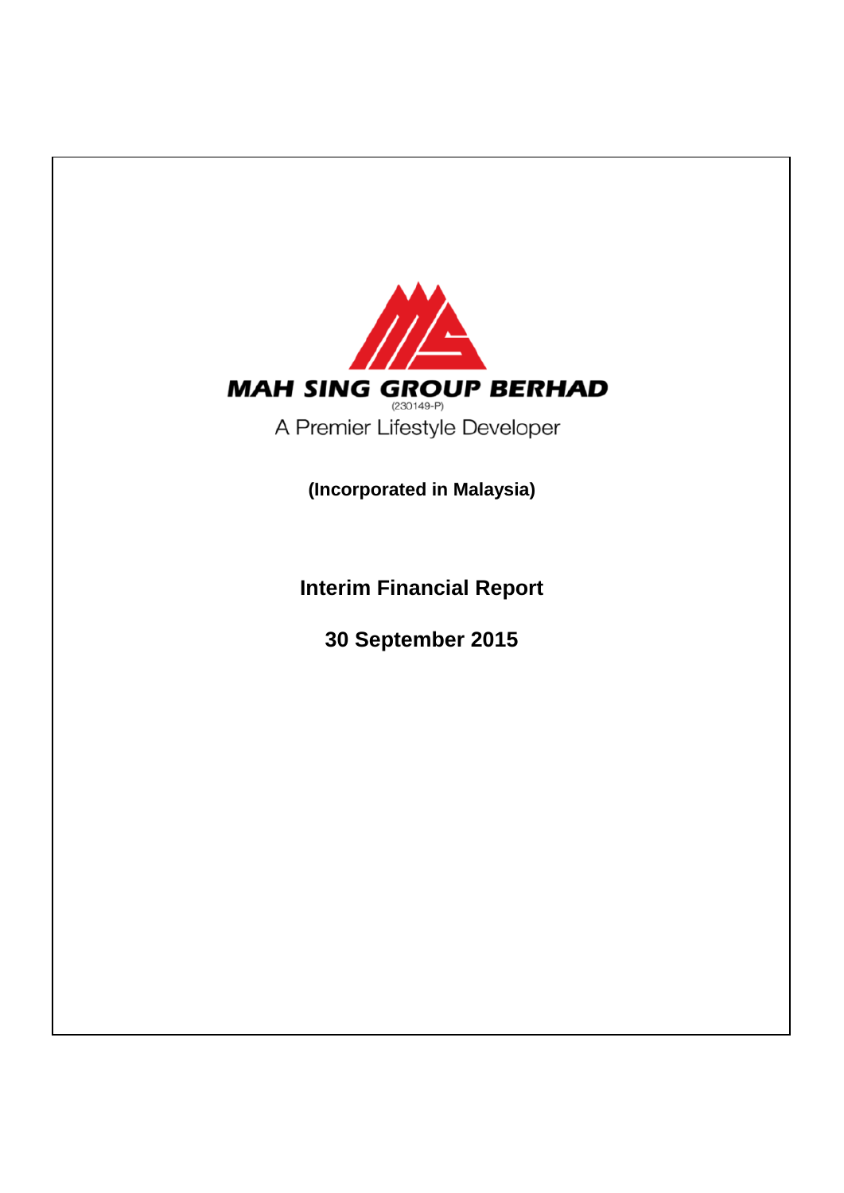**MAH SING GROUP BERHAD**

(230149-P)

A Premier Lifestyle Developer

**(Incorporated in Malaysia)**

# Interim Financial Report

## 30 September 2015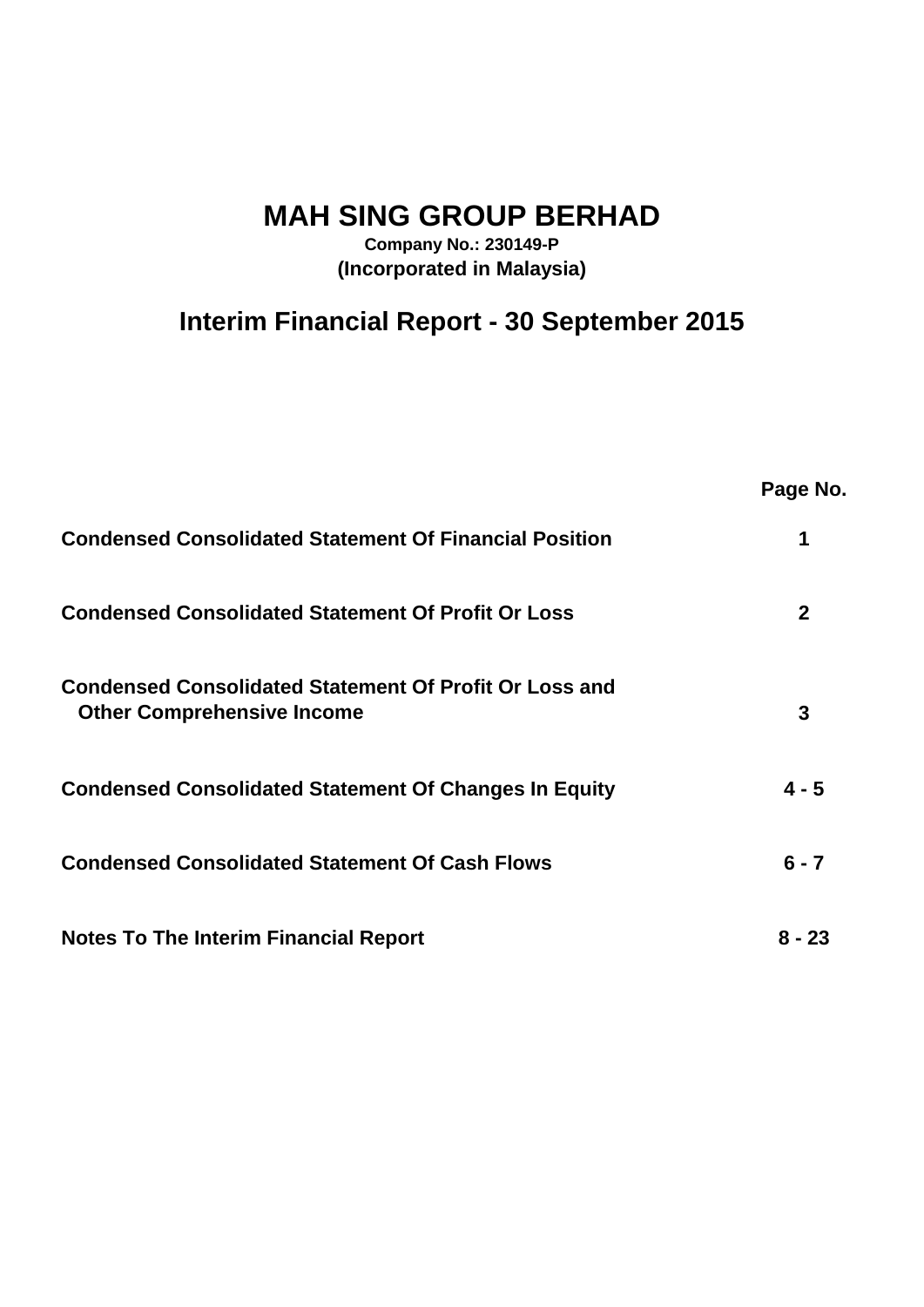# MAH SING GROUP BERHAD

**Company No.: 230149-P**
**(Incorporated in Malaysia)**

## Interim Financial Report - 30 September 2015

| | Page No. |
|---|---|
| **Condensed Consolidated Statement Of Financial Position** | **1** |
| **Condensed Consolidated Statement Of Profit Or Loss** | **2** |
| **Condensed Consolidated Statement Of Profit Or Loss and Other Comprehensive Income** | **3** |
| **Condensed Consolidated Statement Of Changes In Equity** | **4 - 5** |
| **Condensed Consolidated Statement Of Cash Flows** | **6 - 7** |
| **Notes To The Interim Financial Report** | **8 - 23** |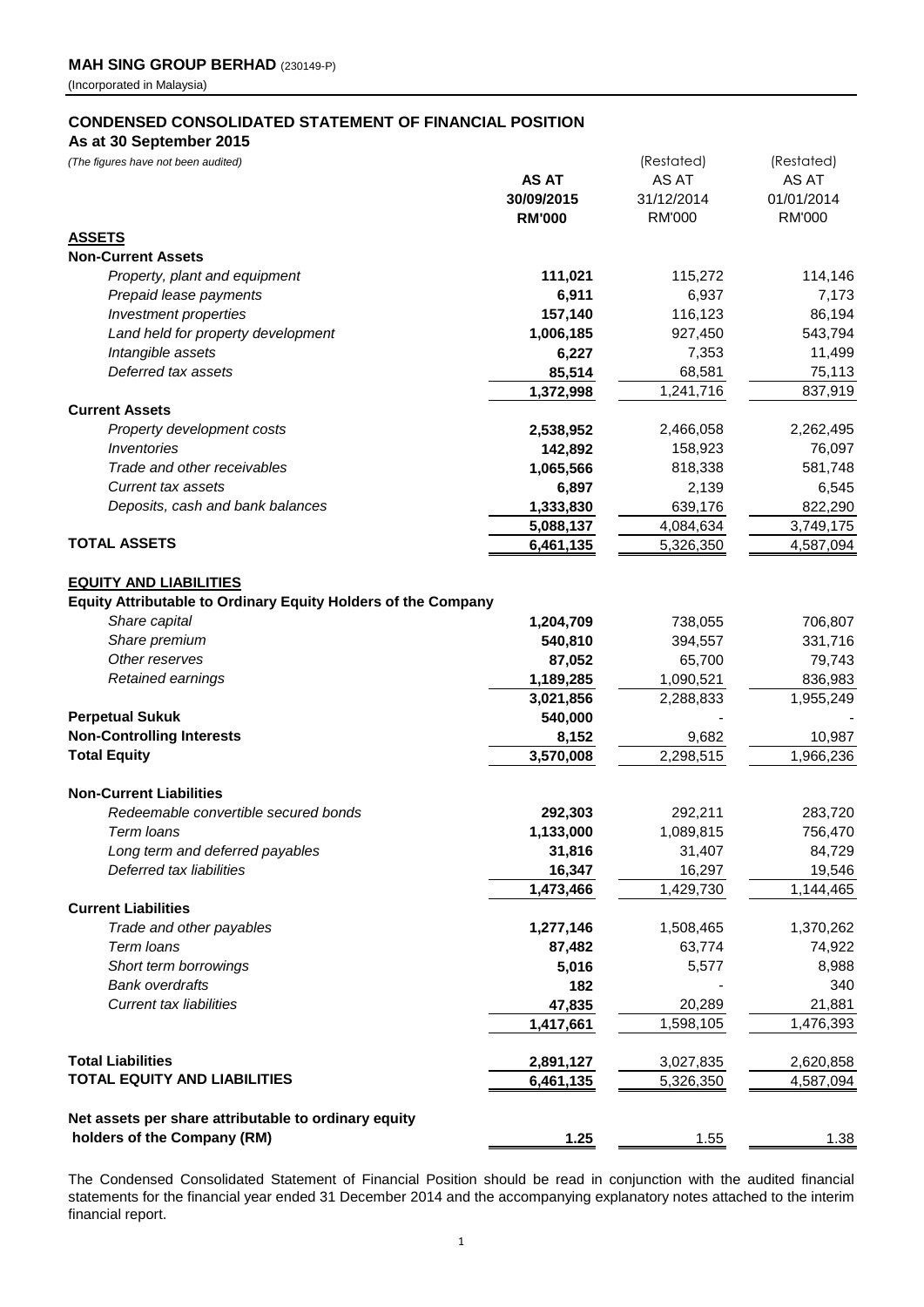**MAH SING GROUP BERHAD** (230149-P)
(Incorporated in Malaysia)

## CONDENSED CONSOLIDATED STATEMENT OF FINANCIAL POSITION

**As at 30 September 2015**

| *(The figures have not been audited)* | **AS AT 30/09/2015 RM'000** | (Restated) AS AT 31/12/2014 RM'000 | (Restated) AS AT 01/01/2014 RM'000 |
|---|---|---|---|
| **ASSETS** | | | |
| **Non-Current Assets** | | | |
| *Property, plant and equipment* | **111,021** | 115,272 | 114,146 |
| *Prepaid lease payments* | **6,911** | 6,937 | 7,173 |
| *Investment properties* | **157,140** | 116,123 | 86,194 |
| *Land held for property development* | **1,006,185** | 927,450 | 543,794 |
| *Intangible assets* | **6,227** | 7,353 | 11,499 |
| *Deferred tax assets* | **85,514** | 68,581 | 75,113 |
| | **1,372,998** | 1,241,716 | 837,919 |
| **Current Assets** | | | |
| *Property development costs* | **2,538,952** | 2,466,058 | 2,262,495 |
| *Inventories* | **142,892** | 158,923 | 76,097 |
| *Trade and other receivables* | **1,065,566** | 818,338 | 581,748 |
| *Current tax assets* | **6,897** | 2,139 | 6,545 |
| *Deposits, cash and bank balances* | **1,333,830** | 639,176 | 822,290 |
| | **5,088,137** | 4,084,634 | 3,749,175 |
| **TOTAL ASSETS** | **6,461,135** | 5,326,350 | 4,587,094 |
| | | | |
| **EQUITY AND LIABILITIES** | | | |
| **Equity Attributable to Ordinary Equity Holders of the Company** | | | |
| *Share capital* | **1,204,709** | 738,055 | 706,807 |
| *Share premium* | **540,810** | 394,557 | 331,716 |
| *Other reserves* | **87,052** | 65,700 | 79,743 |
| *Retained earnings* | **1,189,285** | 1,090,521 | 836,983 |
| | **3,021,856** | 2,288,833 | 1,955,249 |
| **Perpetual Sukuk** | **540,000** | - | - |
| **Non-Controlling Interests** | **8,152** | 9,682 | 10,987 |
| **Total Equity** | **3,570,008** | 2,298,515 | 1,966,236 |
| | | | |
| **Non-Current Liabilities** | | | |
| *Redeemable convertible secured bonds* | **292,303** | 292,211 | 283,720 |
| *Term loans* | **1,133,000** | 1,089,815 | 756,470 |
| *Long term and deferred payables* | **31,816** | 31,407 | 84,729 |
| *Deferred tax liabilities* | **16,347** | 16,297 | 19,546 |
| | **1,473,466** | 1,429,730 | 1,144,465 |
| **Current Liabilities** | | | |
| *Trade and other payables* | **1,277,146** | 1,508,465 | 1,370,262 |
| *Term loans* | **87,482** | 63,774 | 74,922 |
| *Short term borrowings* | **5,016** | 5,577 | 8,988 |
| *Bank overdrafts* | **182** | - | 340 |
| *Current tax liabilities* | **47,835** | 20,289 | 21,881 |
| | **1,417,661** | 1,598,105 | 1,476,393 |
| | | | |
| **Total Liabilities** | **2,891,127** | 3,027,835 | 2,620,858 |
| **TOTAL EQUITY AND LIABILITIES** | **6,461,135** | 5,326,350 | 4,587,094 |
| | | | |
| **Net assets per share attributable to ordinary equity holders of the Company (RM)** | **1.25** | 1.55 | 1.38 |

The Condensed Consolidated Statement of Financial Position should be read in conjunction with the audited financial statements for the financial year ended 31 December 2014 and the accompanying explanatory notes attached to the interim financial report.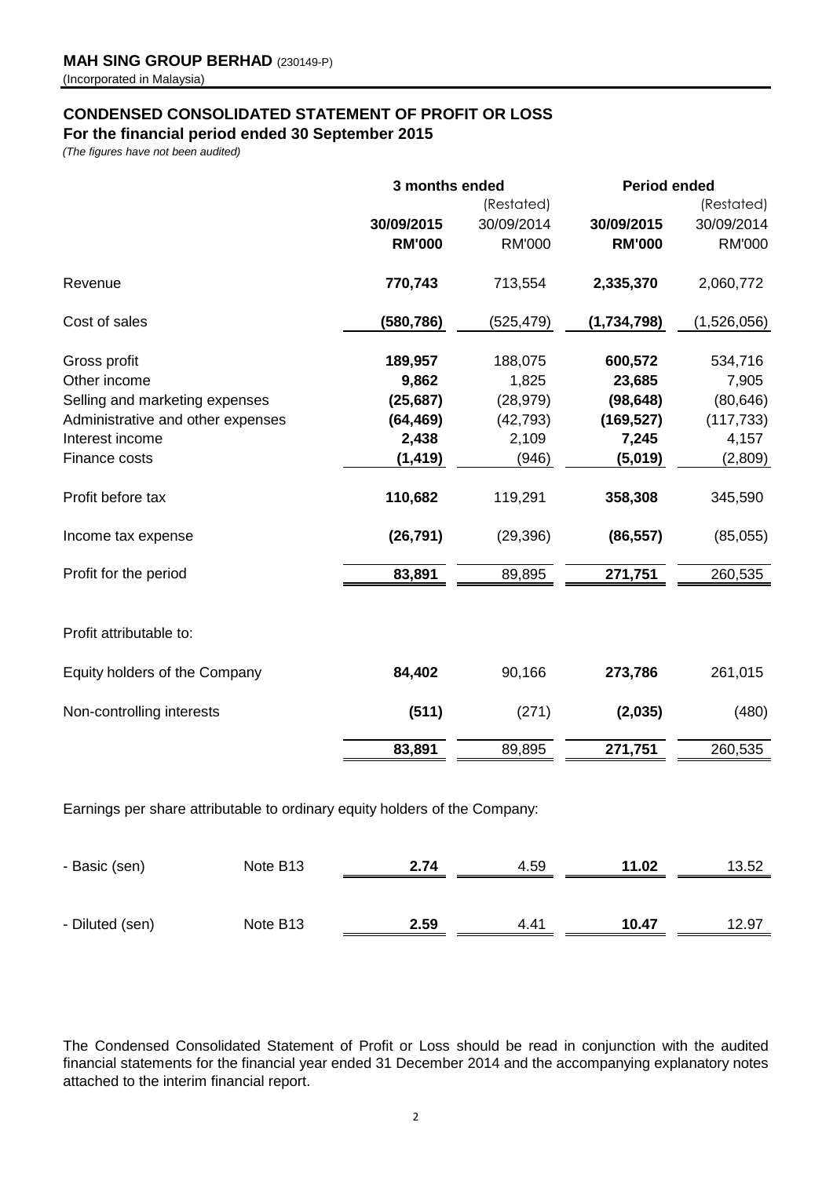**MAH SING GROUP BERHAD** (230149-P)
(Incorporated in Malaysia)

## CONDENSED CONSOLIDATED STATEMENT OF PROFIT OR LOSS
### For the financial period ended 30 September 2015
*(The figures have not been audited)*

| | | 3 months ended | | Period ended | |
|---|---|---|---|---|---|
| | | | (Restated) | | (Restated) |
| | | **30/09/2015** | 30/09/2014 | **30/09/2015** | 30/09/2014 |
| | | **RM'000** | RM'000 | **RM'000** | RM'000 |
| Revenue | | **770,743** | 713,554 | **2,335,370** | 2,060,772 |
| Cost of sales | | **(580,786)** | (525,479) | **(1,734,798)** | (1,526,056) |
| Gross profit | | **189,957** | 188,075 | **600,572** | 534,716 |
| Other income | | **9,862** | 1,825 | **23,685** | 7,905 |
| Selling and marketing expenses | | **(25,687)** | (28,979) | **(98,648)** | (80,646) |
| Administrative and other expenses | | **(64,469)** | (42,793) | **(169,527)** | (117,733) |
| Interest income | | **2,438** | 2,109 | **7,245** | 4,157 |
| Finance costs | | **(1,419)** | (946) | **(5,019)** | (2,809) |
| Profit before tax | | **110,682** | 119,291 | **358,308** | 345,590 |
| Income tax expense | | **(26,791)** | (29,396) | **(86,557)** | (85,055) |
| Profit for the period | | **83,891** | 89,895 | **271,751** | 260,535 |
| | | | | | |
| Profit attributable to: | | | | | |
| Equity holders of the Company | | **84,402** | 90,166 | **273,786** | 261,015 |
| Non-controlling interests | | **(511)** | (271) | **(2,035)** | (480) |
| | | **83,891** | 89,895 | **271,751** | 260,535 |
| | | | | | |
| Earnings per share attributable to ordinary equity holders of the Company: | | | | | |
| - Basic (sen) | Note B13 | **2.74** | 4.59 | **11.02** | 13.52 |
| - Diluted (sen) | Note B13 | **2.59** | 4.41 | **10.47** | 12.97 |

The Condensed Consolidated Statement of Profit or Loss should be read in conjunction with the audited financial statements for the financial year ended 31 December 2014 and the accompanying explanatory notes attached to the interim financial report.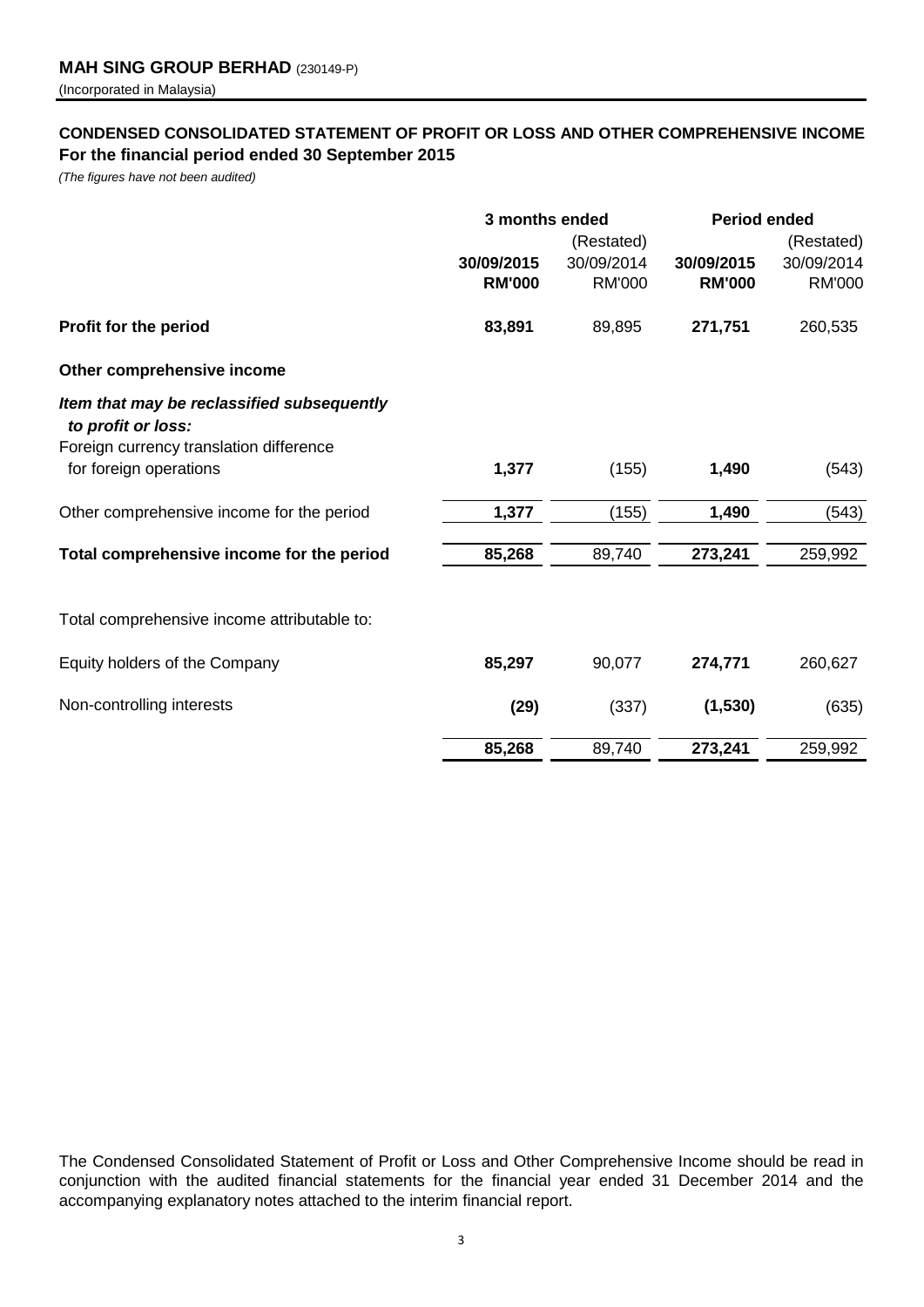**MAH SING GROUP BERHAD** (230149-P)

(Incorporated in Malaysia)

## CONDENSED CONSOLIDATED STATEMENT OF PROFIT OR LOSS AND OTHER COMPREHENSIVE INCOME

**For the financial period ended 30 September 2015**

*(The figures have not been audited)*

| | 3 months ended | | Period ended | |
|---|---|---|---|---|
| | | (Restated) | | (Restated) |
| | **30/09/2015** | 30/09/2014 | **30/09/2015** | 30/09/2014 |
| | **RM'000** | RM'000 | **RM'000** | RM'000 |
| **Profit for the period** | **83,891** | 89,895 | **271,751** | 260,535 |
| **Other comprehensive income** | | | | |
| ***Item that may be reclassified subsequently to profit or loss:*** | | | | |
| Foreign currency translation difference for foreign operations | **1,377** | (155) | **1,490** | (543) |
| Other comprehensive income for the period | **1,377** | (155) | **1,490** | (543) |
| **Total comprehensive income for the period** | **85,268** | 89,740 | **273,241** | 259,992 |
| Total comprehensive income attributable to: | | | | |
| Equity holders of the Company | **85,297** | 90,077 | **274,771** | 260,627 |
| Non-controlling interests | **(29)** | (337) | **(1,530)** | (635) |
| | **85,268** | 89,740 | **273,241** | 259,992 |

The Condensed Consolidated Statement of Profit or Loss and Other Comprehensive Income should be read in conjunction with the audited financial statements for the financial year ended 31 December 2014 and the accompanying explanatory notes attached to the interim financial report.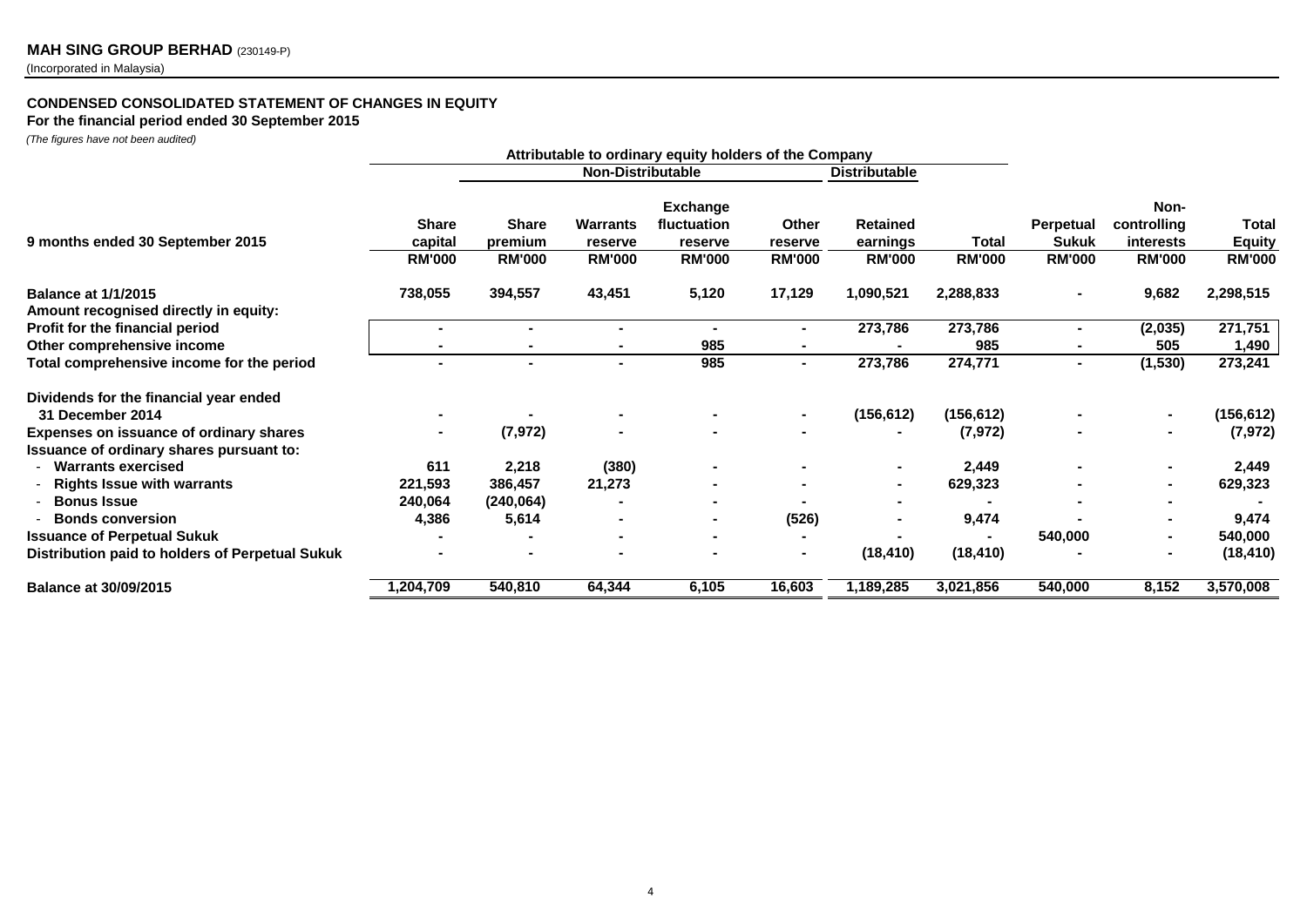**MAH SING GROUP BERHAD** (230149-P)
(Incorporated in Malaysia)

## CONDENSED CONSOLIDATED STATEMENT OF CHANGES IN EQUITY

**For the financial period ended 30 September 2015**

*(The figures have not been audited)*

| | Attributable to ordinary equity holders of the Company | | | | | | | | | |
|---|---|---|---|---|---|---|---|---|---|---|
| | | Non-Distributable | | | | Distributable | | | | |
| **9 months ended 30 September 2015** | **Share capital** | **Share premium** | **Warrants reserve** | **Exchange fluctuation reserve** | **Other reserve** | **Retained earnings** | **Total** | **Perpetual Sukuk** | **Non-controlling interests** | **Total Equity** |
| | **RM'000** | **RM'000** | **RM'000** | **RM'000** | **RM'000** | **RM'000** | **RM'000** | **RM'000** | **RM'000** | **RM'000** |
| **Balance at 1/1/2015** | 738,055 | 394,557 | 43,451 | 5,120 | 17,129 | 1,090,521 | 2,288,833 | - | 9,682 | 2,298,515 |
| **Amount recognised directly in equity:** | | | | | | | | | | |
| **Profit for the financial period** | - | - | - | - | - | 273,786 | 273,786 | - | (2,035) | 271,751 |
| **Other comprehensive income** | - | - | - | 985 | - | - | 985 | - | 505 | 1,490 |
| **Total comprehensive income for the period** | - | - | - | 985 | - | 273,786 | 274,771 | - | (1,530) | 273,241 |
| **Dividends for the financial year ended 31 December 2014** | - | - | - | - | - | (156,612) | (156,612) | - | - | (156,612) |
| **Expenses on issuance of ordinary shares** | - | (7,972) | - | - | - | - | (7,972) | - | - | (7,972) |
| **Issuance of ordinary shares pursuant to:** | | | | | | | | | | |
| - **Warrants exercised** | 611 | 2,218 | (380) | - | - | - | 2,449 | - | - | 2,449 |
| - **Rights Issue with warrants** | 221,593 | 386,457 | 21,273 | - | - | - | 629,323 | - | - | 629,323 |
| - **Bonus Issue** | 240,064 | (240,064) | - | - | - | - | - | - | - | - |
| - **Bonds conversion** | 4,386 | 5,614 | - | - | (526) | - | 9,474 | - | - | 9,474 |
| **Issuance of Perpetual Sukuk** | - | - | - | - | - | - | - | 540,000 | - | 540,000 |
| **Distribution paid to holders of Perpetual Sukuk** | - | - | - | - | - | (18,410) | (18,410) | - | - | (18,410) |
| **Balance at 30/09/2015** | 1,204,709 | 540,810 | 64,344 | 6,105 | 16,603 | 1,189,285 | 3,021,856 | 540,000 | 8,152 | 3,570,008 |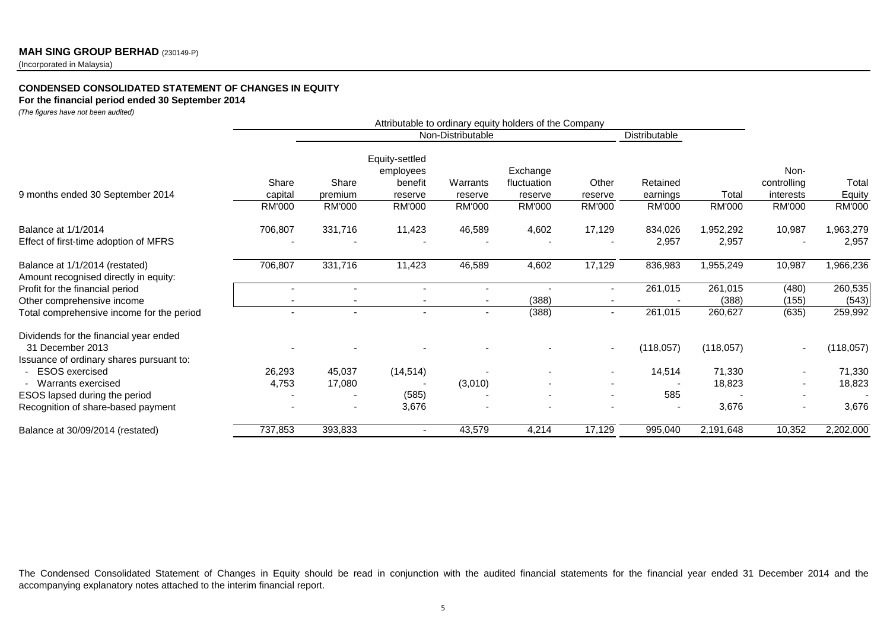**MAH SING GROUP BERHAD** (230149-P)
(Incorporated in Malaysia)

**CONDENSED CONSOLIDATED STATEMENT OF CHANGES IN EQUITY**
**For the financial period ended 30 September 2014**
*(The figures have not been audited)*

| | Attributable to ordinary equity holders of the Company | | | | | | | | | |
|---|---|---|---|---|---|---|---|---|---|---|
| | | Non-Distributable | | | | | Distributable | | | |
| 9 months ended 30 September 2014 | Share capital | Share premium | Equity-settled employees benefit reserve | Warrants reserve | Exchange fluctuation reserve | Other reserve | Retained earnings | Total | Non-controlling interests | Total Equity |
| | RM'000 | RM'000 | RM'000 | RM'000 | RM'000 | RM'000 | RM'000 | RM'000 | RM'000 | RM'000 |
| Balance at 1/1/2014 | 706,807 | 331,716 | 11,423 | 46,589 | 4,602 | 17,129 | 834,026 | 1,952,292 | 10,987 | 1,963,279 |
| Effect of first-time adoption of MFRS | - | - | - | - | - | - | 2,957 | 2,957 | - | 2,957 |
| Balance at 1/1/2014 (restated) | 706,807 | 331,716 | 11,423 | 46,589 | 4,602 | 17,129 | 836,983 | 1,955,249 | 10,987 | 1,966,236 |
| Amount recognised directly in equity: | | | | | | | | | | |
| Profit for the financial period | - | - | - | - | - | - | 261,015 | 261,015 | (480) | 260,535 |
| Other comprehensive income | - | - | - | - | (388) | - | - | (388) | (155) | (543) |
| Total comprehensive income for the period | - | - | - | - | (388) | - | 261,015 | 260,627 | (635) | 259,992 |
| Dividends for the financial year ended 31 December 2013 | - | - | - | - | - | - | (118,057) | (118,057) | - | (118,057) |
| Issuance of ordinary shares pursuant to: | | | | | | | | | | |
| - ESOS exercised | 26,293 | 45,037 | (14,514) | - | - | - | 14,514 | 71,330 | - | 71,330 |
| - Warrants exercised | 4,753 | 17,080 | - | (3,010) | - | - | - | 18,823 | - | 18,823 |
| ESOS lapsed during the period | - | - | (585) | - | - | - | 585 | - | - | - |
| Recognition of share-based payment | - | - | 3,676 | - | - | - | - | 3,676 | - | 3,676 |
| Balance at 30/09/2014 (restated) | 737,853 | 393,833 | - | 43,579 | 4,214 | 17,129 | 995,040 | 2,191,648 | 10,352 | 2,202,000 |

The Condensed Consolidated Statement of Changes in Equity should be read in conjunction with the audited financial statements for the financial year ended 31 December 2014 and the accompanying explanatory notes attached to the interim financial report.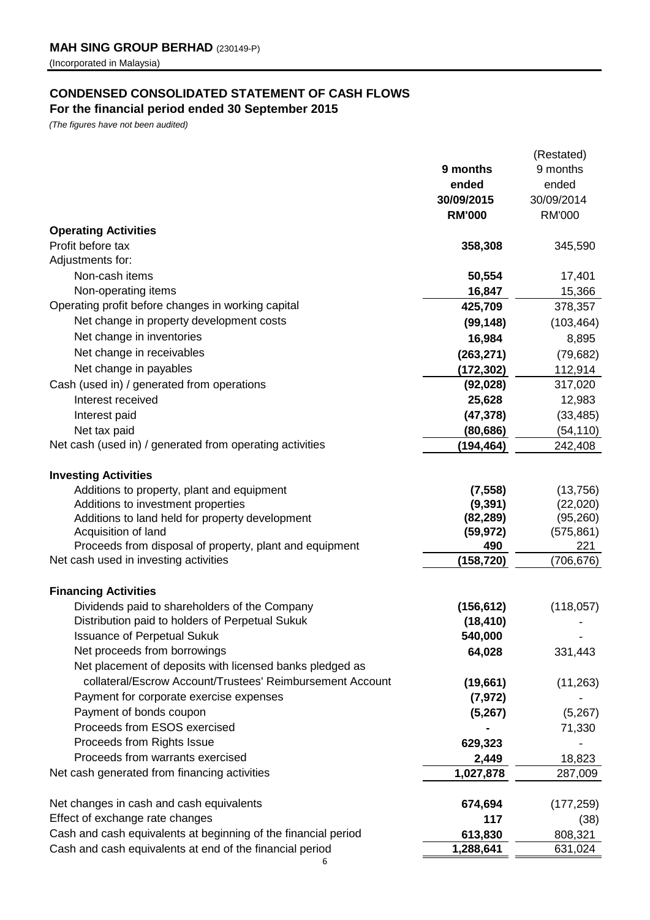**MAH SING GROUP BERHAD** (230149-P)

(Incorporated in Malaysia)

## CONDENSED CONSOLIDATED STATEMENT OF CASH FLOWS

### For the financial period ended 30 September 2015

*(The figures have not been audited)*

| | **9 months ended 30/09/2015 RM'000** | (Restated) 9 months ended 30/09/2014 RM'000 |
|---|---|---|
| **Operating Activities** | | |
| Profit before tax | **358,308** | 345,590 |
| Adjustments for: | | |
| Non-cash items | **50,554** | 17,401 |
| Non-operating items | **16,847** | 15,366 |
| Operating profit before changes in working capital | **425,709** | 378,357 |
| Net change in property development costs | **(99,148)** | (103,464) |
| Net change in inventories | **16,984** | 8,895 |
| Net change in receivables | **(263,271)** | (79,682) |
| Net change in payables | **(172,302)** | 112,914 |
| Cash (used in) / generated from operations | **(92,028)** | 317,020 |
| Interest received | **25,628** | 12,983 |
| Interest paid | **(47,378)** | (33,485) |
| Net tax paid | **(80,686)** | (54,110) |
| Net cash (used in) / generated from operating activities | **(194,464)** | 242,408 |
| **Investing Activities** | | |
| Additions to property, plant and equipment | **(7,558)** | (13,756) |
| Additions to investment properties | **(9,391)** | (22,020) |
| Additions to land held for property development | **(82,289)** | (95,260) |
| Acquisition of land | **(59,972)** | (575,861) |
| Proceeds from disposal of property, plant and equipment | **490** | 221 |
| Net cash used in investing activities | **(158,720)** | (706,676) |
| **Financing Activities** | | |
| Dividends paid to shareholders of the Company | **(156,612)** | (118,057) |
| Distribution paid to holders of Perpetual Sukuk | **(18,410)** | - |
| Issuance of Perpetual Sukuk | **540,000** | - |
| Net proceeds from borrowings | **64,028** | 331,443 |
| Net placement of deposits with licensed banks pledged as collateral/Escrow Account/Trustees' Reimbursement Account | **(19,661)** | (11,263) |
| Payment for corporate exercise expenses | **(7,972)** | - |
| Payment of bonds coupon | **(5,267)** | (5,267) |
| Proceeds from ESOS exercised | **-** | 71,330 |
| Proceeds from Rights Issue | **629,323** | - |
| Proceeds from warrants exercised | **2,449** | 18,823 |
| Net cash generated from financing activities | **1,027,878** | 287,009 |
| Net changes in cash and cash equivalents | **674,694** | (177,259) |
| Effect of exchange rate changes | **117** | (38) |
| Cash and cash equivalents at beginning of the financial period | **613,830** | 808,321 |
| Cash and cash equivalents at end of the financial period | **1,288,641** | 631,024 |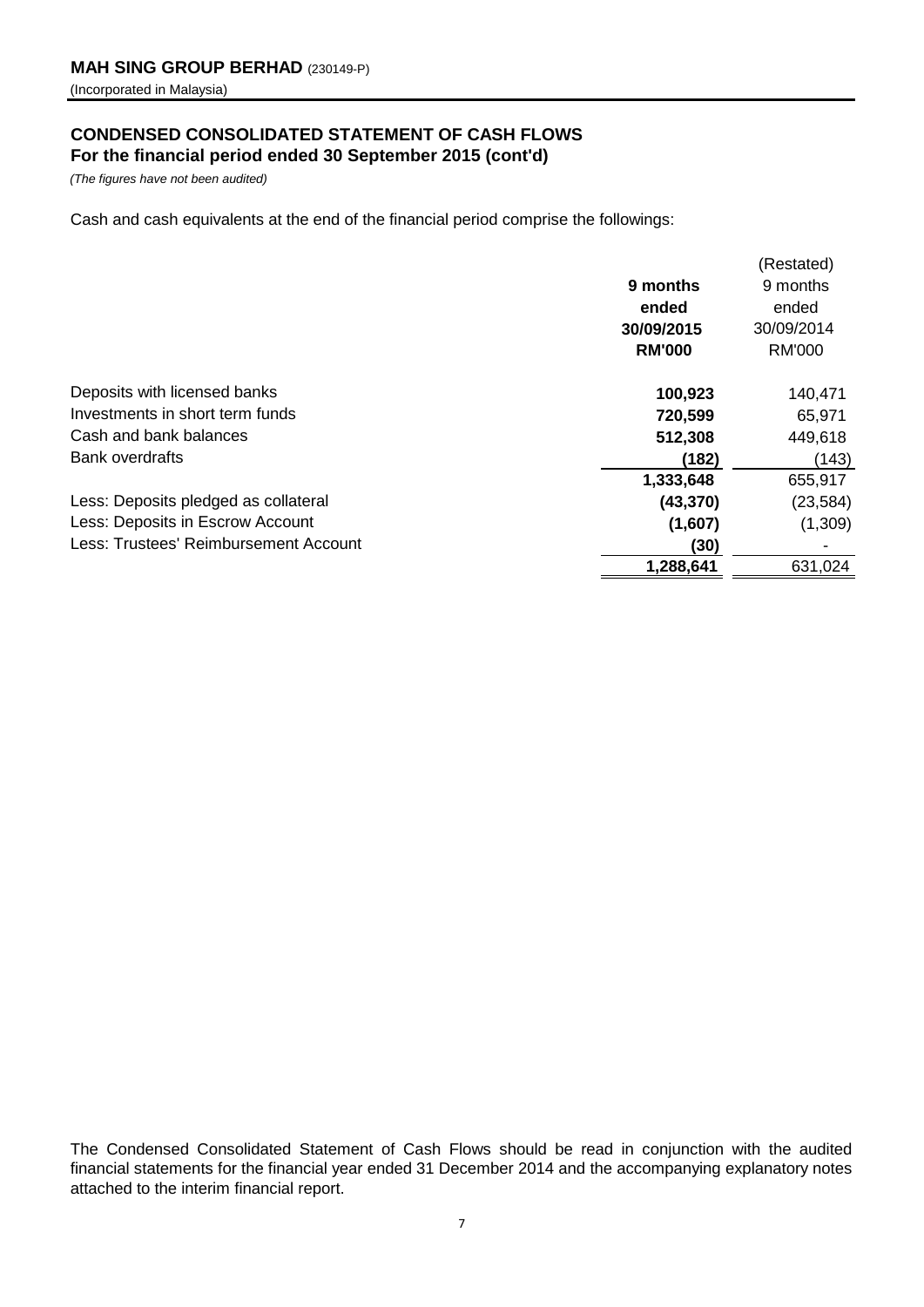**MAH SING GROUP BERHAD** (230149-P)

(Incorporated in Malaysia)

## CONDENSED CONSOLIDATED STATEMENT OF CASH FLOWS
### For the financial period ended 30 September 2015 (cont'd)

*(The figures have not been audited)*

Cash and cash equivalents at the end of the financial period comprise the followings:

| | **9 months ended 30/09/2015 RM'000** | (Restated) 9 months ended 30/09/2014 RM'000 |
|---|---|---|
| Deposits with licensed banks | **100,923** | 140,471 |
| Investments in short term funds | **720,599** | 65,971 |
| Cash and bank balances | **512,308** | 449,618 |
| Bank overdrafts | **(182)** | (143) |
| | **1,333,648** | 655,917 |
| Less: Deposits pledged as collateral | **(43,370)** | (23,584) |
| Less: Deposits in Escrow Account | **(1,607)** | (1,309) |
| Less: Trustees' Reimbursement Account | **(30)** | - |
| | **1,288,641** | 631,024 |

The Condensed Consolidated Statement of Cash Flows should be read in conjunction with the audited financial statements for the financial year ended 31 December 2014 and the accompanying explanatory notes attached to the interim financial report.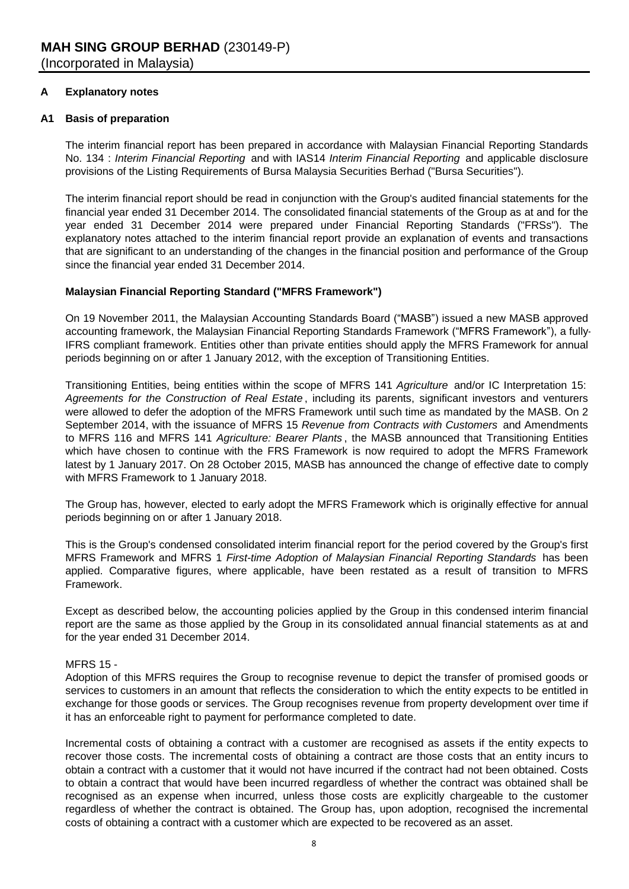# MAH SING GROUP BERHAD (230149-P)

(Incorporated in Malaysia)

## A Explanatory notes

### A1 Basis of preparation

The interim financial report has been prepared in accordance with Malaysian Financial Reporting Standards No. 134 : *Interim Financial Reporting* and with IAS14 *Interim Financial Reporting* and applicable disclosure provisions of the Listing Requirements of Bursa Malaysia Securities Berhad ("Bursa Securities").

The interim financial report should be read in conjunction with the Group's audited financial statements for the financial year ended 31 December 2014. The consolidated financial statements of the Group as at and for the year ended 31 December 2014 were prepared under Financial Reporting Standards ("FRSs"). The explanatory notes attached to the interim financial report provide an explanation of events and transactions that are significant to an understanding of the changes in the financial position and performance of the Group since the financial year ended 31 December 2014.

**Malaysian Financial Reporting Standard ("MFRS Framework")**

On 19 November 2011, the Malaysian Accounting Standards Board ("MASB") issued a new MASB approved accounting framework, the Malaysian Financial Reporting Standards Framework ("MFRS Framework"), a fully-IFRS compliant framework. Entities other than private entities should apply the MFRS Framework for annual periods beginning on or after 1 January 2012, with the exception of Transitioning Entities.

Transitioning Entities, being entities within the scope of MFRS 141 *Agriculture* and/or IC Interpretation 15: *Agreements for the Construction of Real Estate*, including its parents, significant investors and venturers were allowed to defer the adoption of the MFRS Framework until such time as mandated by the MASB. On 2 September 2014, with the issuance of MFRS 15 *Revenue from Contracts with Customers* and Amendments to MFRS 116 and MFRS 141 *Agriculture: Bearer Plants*, the MASB announced that Transitioning Entities which have chosen to continue with the FRS Framework is now required to adopt the MFRS Framework latest by 1 January 2017. On 28 October 2015, MASB has announced the change of effective date to comply with MFRS Framework to 1 January 2018.

The Group has, however, elected to early adopt the MFRS Framework which is originally effective for annual periods beginning on or after 1 January 2018.

This is the Group's condensed consolidated interim financial report for the period covered by the Group's first MFRS Framework and MFRS 1 *First-time Adoption of Malaysian Financial Reporting Standards* has been applied. Comparative figures, where applicable, have been restated as a result of transition to MFRS Framework.

Except as described below, the accounting policies applied by the Group in this condensed interim financial report are the same as those applied by the Group in its consolidated annual financial statements as at and for the year ended 31 December 2014.

MFRS 15 -
Adoption of this MFRS requires the Group to recognise revenue to depict the transfer of promised goods or services to customers in an amount that reflects the consideration to which the entity expects to be entitled in exchange for those goods or services. The Group recognises revenue from property development over time if it has an enforceable right to payment for performance completed to date.

Incremental costs of obtaining a contract with a customer are recognised as assets if the entity expects to recover those costs. The incremental costs of obtaining a contract are those costs that an entity incurs to obtain a contract with a customer that it would not have incurred if the contract had not been obtained. Costs to obtain a contract that would have been incurred regardless of whether the contract was obtained shall be recognised as an expense when incurred, unless those costs are explicitly chargeable to the customer regardless of whether the contract is obtained. The Group has, upon adoption, recognised the incremental costs of obtaining a contract with a customer which are expected to be recovered as an asset.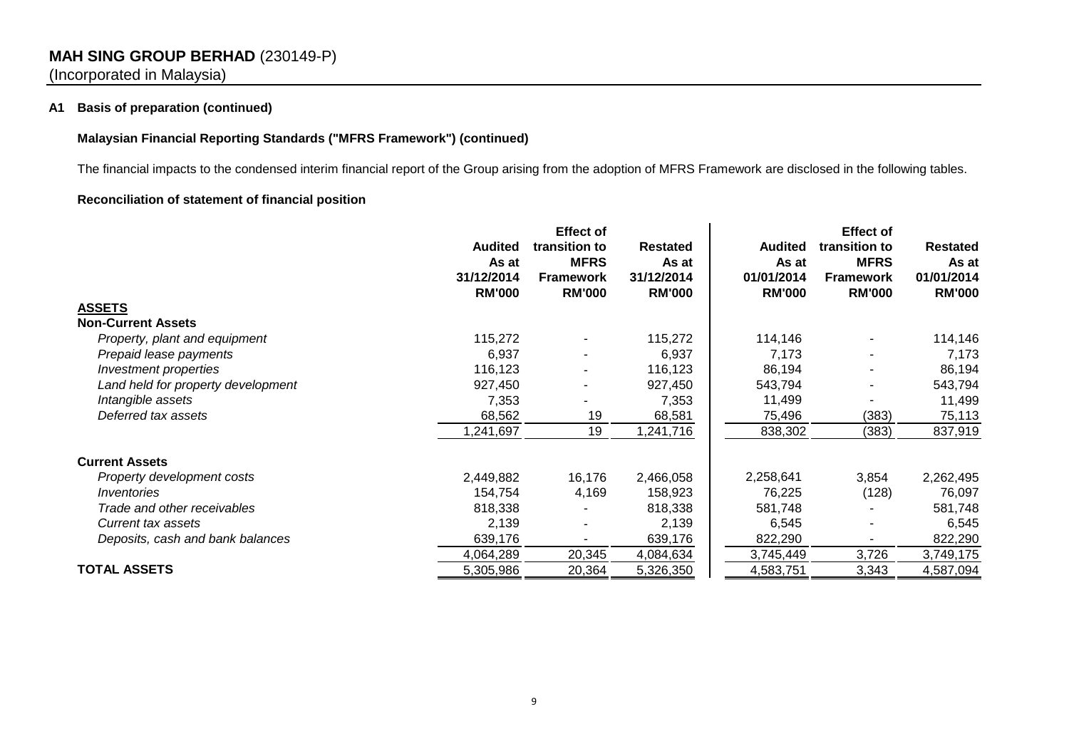**MAH SING GROUP BERHAD** (230149-P)
(Incorporated in Malaysia)

### A1 Basis of preparation (continued)

**Malaysian Financial Reporting Standards ("MFRS Framework") (continued)**

The financial impacts to the condensed interim financial report of the Group arising from the adoption of MFRS Framework are disclosed in the following tables.

**Reconciliation of statement of financial position**

| | Audited As at 31/12/2014 RM'000 | Effect of transition to MFRS Framework RM'000 | Restated As at 31/12/2014 RM'000 | Audited As at 01/01/2014 RM'000 | Effect of transition to MFRS Framework RM'000 | Restated As at 01/01/2014 RM'000 |
|---|---|---|---|---|---|---|
| **ASSETS** | | | | | | |
| **Non-Current Assets** | | | | | | |
| *Property, plant and equipment* | 115,272 | - | 115,272 | 114,146 | - | 114,146 |
| *Prepaid lease payments* | 6,937 | - | 6,937 | 7,173 | - | 7,173 |
| *Investment properties* | 116,123 | - | 116,123 | 86,194 | - | 86,194 |
| *Land held for property development* | 927,450 | - | 927,450 | 543,794 | - | 543,794 |
| *Intangible assets* | 7,353 | - | 7,353 | 11,499 | - | 11,499 |
| *Deferred tax assets* | 68,562 | 19 | 68,581 | 75,496 | (383) | 75,113 |
| | 1,241,697 | 19 | 1,241,716 | 838,302 | (383) | 837,919 |
| **Current Assets** | | | | | | |
| *Property development costs* | 2,449,882 | 16,176 | 2,466,058 | 2,258,641 | 3,854 | 2,262,495 |
| *Inventories* | 154,754 | 4,169 | 158,923 | 76,225 | (128) | 76,097 |
| *Trade and other receivables* | 818,338 | - | 818,338 | 581,748 | - | 581,748 |
| *Current tax assets* | 2,139 | - | 2,139 | 6,545 | - | 6,545 |
| *Deposits, cash and bank balances* | 639,176 | - | 639,176 | 822,290 | - | 822,290 |
| | 4,064,289 | 20,345 | 4,084,634 | 3,745,449 | 3,726 | 3,749,175 |
| **TOTAL ASSETS** | 5,305,986 | 20,364 | 5,326,350 | 4,583,751 | 3,343 | 4,587,094 |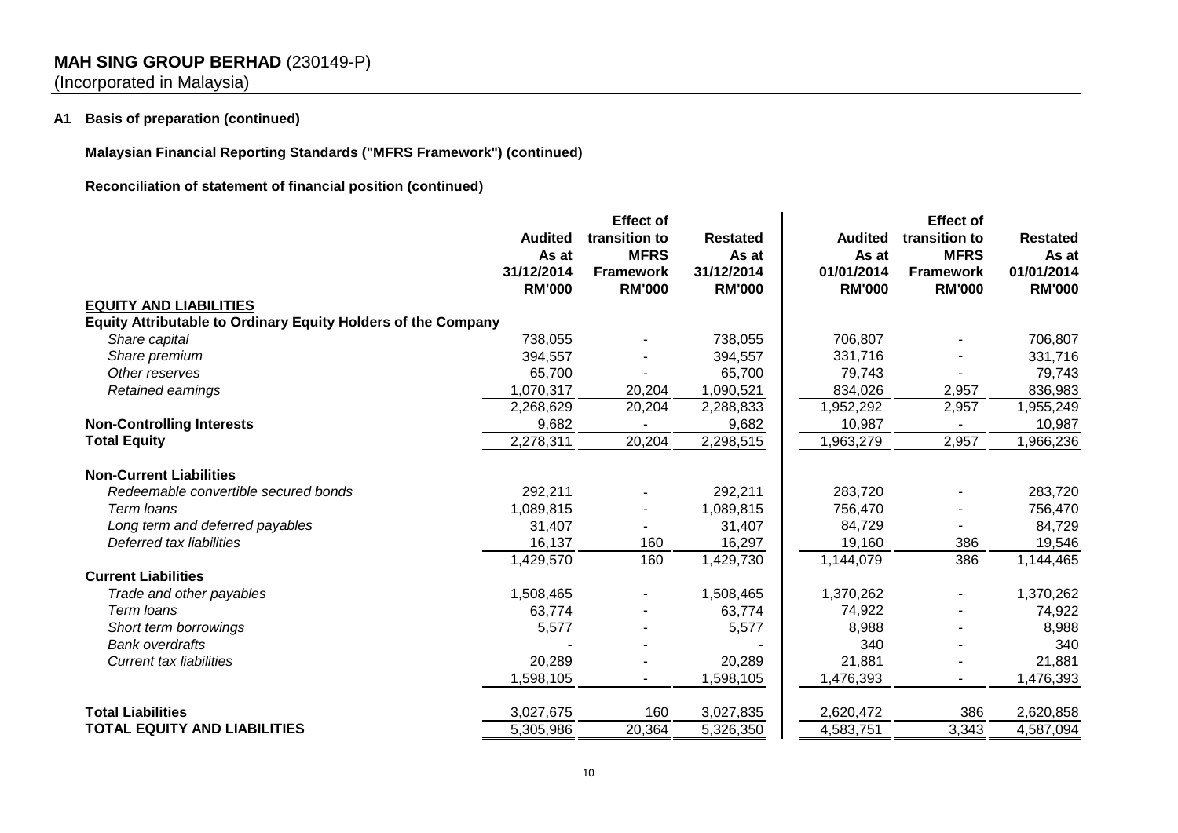**MAH SING GROUP BERHAD** (230149-P)
(Incorporated in Malaysia)

**A1 Basis of preparation (continued)**

**Malaysian Financial Reporting Standards ("MFRS Framework") (continued)**

**Reconciliation of statement of financial position (continued)**

| | Audited As at 31/12/2014 RM'000 | Effect of transition to MFRS Framework RM'000 | Restated As at 31/12/2014 RM'000 | Audited As at 01/01/2014 RM'000 | Effect of transition to MFRS Framework RM'000 | Restated As at 01/01/2014 RM'000 |
|---|---|---|---|---|---|---|
| **EQUITY AND LIABILITIES** | | | | | | |
| **Equity Attributable to Ordinary Equity Holders of the Company** | | | | | | |
| *Share capital* | 738,055 | - | 738,055 | 706,807 | - | 706,807 |
| *Share premium* | 394,557 | - | 394,557 | 331,716 | - | 331,716 |
| *Other reserves* | 65,700 | - | 65,700 | 79,743 | - | 79,743 |
| *Retained earnings* | 1,070,317 | 20,204 | 1,090,521 | 834,026 | 2,957 | 836,983 |
| | 2,268,629 | 20,204 | 2,288,833 | 1,952,292 | 2,957 | 1,955,249 |
| **Non-Controlling Interests** | 9,682 | - | 9,682 | 10,987 | - | 10,987 |
| **Total Equity** | 2,278,311 | 20,204 | 2,298,515 | 1,963,279 | 2,957 | 1,966,236 |
| **Non-Current Liabilities** | | | | | | |
| *Redeemable convertible secured bonds* | 292,211 | - | 292,211 | 283,720 | - | 283,720 |
| *Term loans* | 1,089,815 | - | 1,089,815 | 756,470 | - | 756,470 |
| *Long term and deferred payables* | 31,407 | - | 31,407 | 84,729 | - | 84,729 |
| *Deferred tax liabilities* | 16,137 | 160 | 16,297 | 19,160 | 386 | 19,546 |
| | 1,429,570 | 160 | 1,429,730 | 1,144,079 | 386 | 1,144,465 |
| **Current Liabilities** | | | | | | |
| *Trade and other payables* | 1,508,465 | - | 1,508,465 | 1,370,262 | - | 1,370,262 |
| *Term loans* | 63,774 | - | 63,774 | 74,922 | - | 74,922 |
| *Short term borrowings* | 5,577 | - | 5,577 | 8,988 | - | 8,988 |
| *Bank overdrafts* | - | - | - | 340 | - | 340 |
| *Current tax liabilities* | 20,289 | - | 20,289 | 21,881 | - | 21,881 |
| | 1,598,105 | - | 1,598,105 | 1,476,393 | - | 1,476,393 |
| **Total Liabilities** | 3,027,675 | 160 | 3,027,835 | 2,620,472 | 386 | 2,620,858 |
| **TOTAL EQUITY AND LIABILITIES** | 5,305,986 | 20,364 | 5,326,350 | 4,583,751 | 3,343 | 4,587,094 |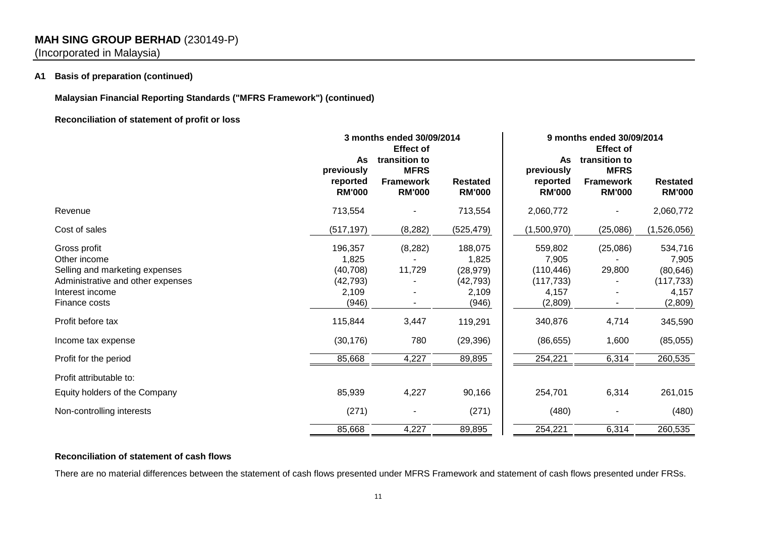**MAH SING GROUP BERHAD** (230149-P)
(Incorporated in Malaysia)

**A1 Basis of preparation (continued)**

**Malaysian Financial Reporting Standards ("MFRS Framework") (continued)**

**Reconciliation of statement of profit or loss**

| | 3 months ended 30/09/2014 | | | 9 months ended 30/09/2014 | | |
|---|---|---|---|---|---|---|
| | As previously reported RM'000 | Effect of transition to MFRS Framework RM'000 | Restated RM'000 | As previously reported RM'000 | Effect of transition to MFRS Framework RM'000 | Restated RM'000 |
| Revenue | 713,554 | - | 713,554 | 2,060,772 | - | 2,060,772 |
| Cost of sales | (517,197) | (8,282) | (525,479) | (1,500,970) | (25,086) | (1,526,056) |
| Gross profit | 196,357 | (8,282) | 188,075 | 559,802 | (25,086) | 534,716 |
| Other income | 1,825 | - | 1,825 | 7,905 | - | 7,905 |
| Selling and marketing expenses | (40,708) | 11,729 | (28,979) | (110,446) | 29,800 | (80,646) |
| Administrative and other expenses | (42,793) | - | (42,793) | (117,733) | - | (117,733) |
| Interest income | 2,109 | - | 2,109 | 4,157 | - | 4,157 |
| Finance costs | (946) | - | (946) | (2,809) | - | (2,809) |
| Profit before tax | 115,844 | 3,447 | 119,291 | 340,876 | 4,714 | 345,590 |
| Income tax expense | (30,176) | 780 | (29,396) | (86,655) | 1,600 | (85,055) |
| Profit for the period | 85,668 | 4,227 | 89,895 | 254,221 | 6,314 | 260,535 |
| Profit attributable to: | | | | | | |
| Equity holders of the Company | 85,939 | 4,227 | 90,166 | 254,701 | 6,314 | 261,015 |
| Non-controlling interests | (271) | - | (271) | (480) | - | (480) |
| | 85,668 | 4,227 | 89,895 | 254,221 | 6,314 | 260,535 |

**Reconciliation of statement of cash flows**

There are no material differences between the statement of cash flows presented under MFRS Framework and statement of cash flows presented under FRSs.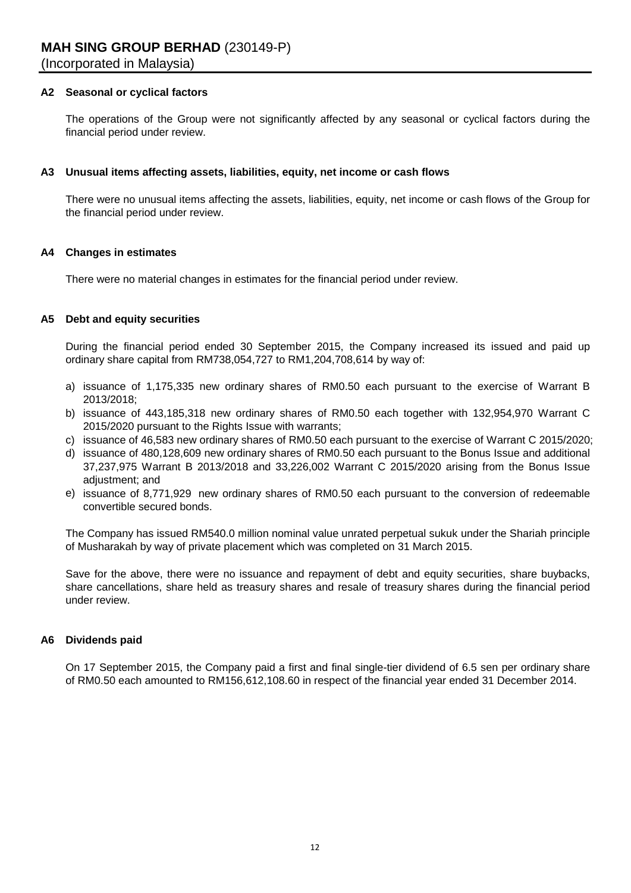**MAH SING GROUP BERHAD** (230149-P)
(Incorporated in Malaysia)

### A2 Seasonal or cyclical factors

The operations of the Group were not significantly affected by any seasonal or cyclical factors during the financial period under review.

### A3 Unusual items affecting assets, liabilities, equity, net income or cash flows

There were no unusual items affecting the assets, liabilities, equity, net income or cash flows of the Group for the financial period under review.

### A4 Changes in estimates

There were no material changes in estimates for the financial period under review.

### A5 Debt and equity securities

During the financial period ended 30 September 2015, the Company increased its issued and paid up ordinary share capital from RM738,054,727 to RM1,204,708,614 by way of:

a) issuance of 1,175,335 new ordinary shares of RM0.50 each pursuant to the exercise of Warrant B 2013/2018;
b) issuance of 443,185,318 new ordinary shares of RM0.50 each together with 132,954,970 Warrant C 2015/2020 pursuant to the Rights Issue with warrants;
c) issuance of 46,583 new ordinary shares of RM0.50 each pursuant to the exercise of Warrant C 2015/2020;
d) issuance of 480,128,609 new ordinary shares of RM0.50 each pursuant to the Bonus Issue and additional 37,237,975 Warrant B 2013/2018 and 33,226,002 Warrant C 2015/2020 arising from the Bonus Issue adjustment; and
e) issuance of 8,771,929 new ordinary shares of RM0.50 each pursuant to the conversion of redeemable convertible secured bonds.

The Company has issued RM540.0 million nominal value unrated perpetual sukuk under the Shariah principle of Musharakah by way of private placement which was completed on 31 March 2015.

Save for the above, there were no issuance and repayment of debt and equity securities, share buybacks, share cancellations, share held as treasury shares and resale of treasury shares during the financial period under review.

### A6 Dividends paid

On 17 September 2015, the Company paid a first and final single-tier dividend of 6.5 sen per ordinary share of RM0.50 each amounted to RM156,612,108.60 in respect of the financial year ended 31 December 2014.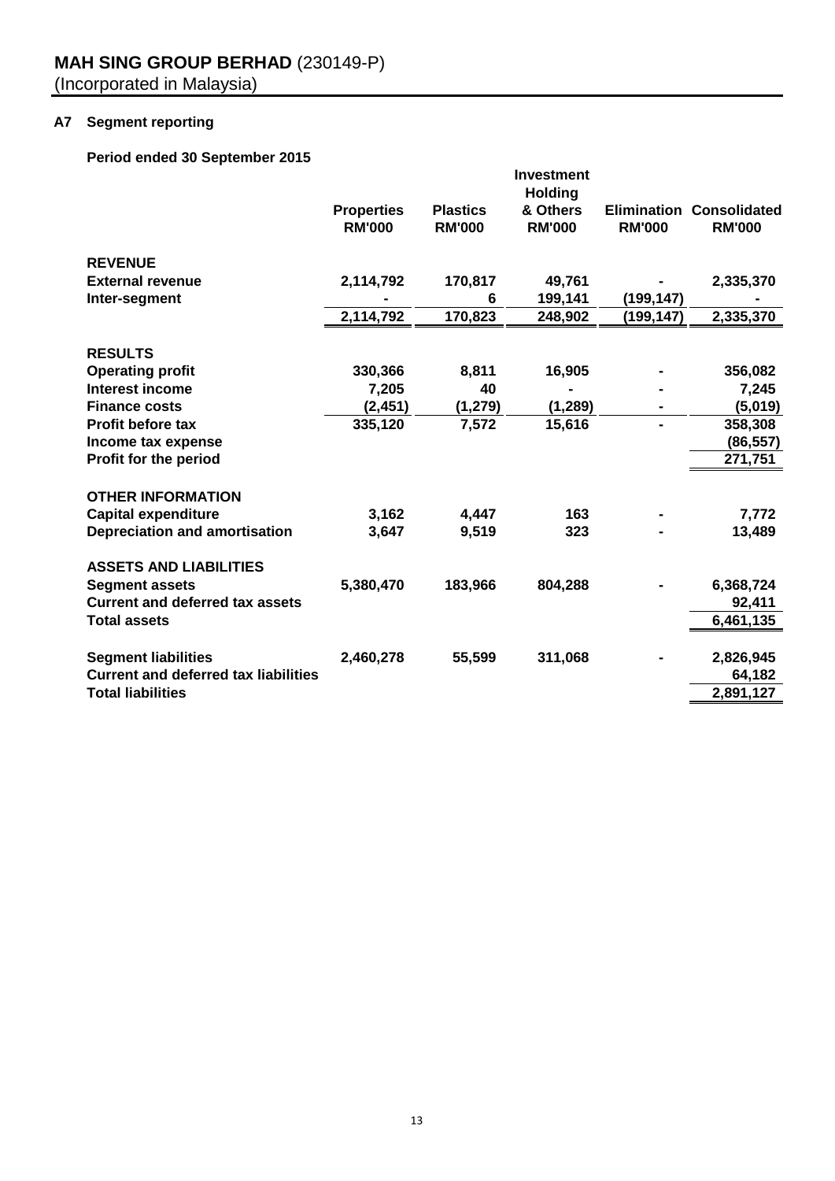**MAH SING GROUP BERHAD** (230149-P)
(Incorporated in Malaysia)

## A7 Segment reporting

**Period ended 30 September 2015**

| | Properties RM'000 | Plastics RM'000 | Investment Holding & Others RM'000 | Elimination RM'000 | Consolidated RM'000 |
|---|---|---|---|---|---|
| **REVENUE** | | | | | |
| **External revenue** | 2,114,792 | 170,817 | 49,761 | - | 2,335,370 |
| **Inter-segment** | - | 6 | 199,141 | (199,147) | - |
| | 2,114,792 | 170,823 | 248,902 | (199,147) | 2,335,370 |
| **RESULTS** | | | | | |
| **Operating profit** | 330,366 | 8,811 | 16,905 | - | 356,082 |
| **Interest income** | 7,205 | 40 | - | - | 7,245 |
| **Finance costs** | (2,451) | (1,279) | (1,289) | - | (5,019) |
| **Profit before tax** | 335,120 | 7,572 | 15,616 | - | 358,308 |
| **Income tax expense** | | | | | (86,557) |
| **Profit for the period** | | | | | 271,751 |
| **OTHER INFORMATION** | | | | | |
| **Capital expenditure** | 3,162 | 4,447 | 163 | - | 7,772 |
| **Depreciation and amortisation** | 3,647 | 9,519 | 323 | - | 13,489 |
| **ASSETS AND LIABILITIES** | | | | | |
| **Segment assets** | 5,380,470 | 183,966 | 804,288 | - | 6,368,724 |
| **Current and deferred tax assets** | | | | | 92,411 |
| **Total assets** | | | | | 6,461,135 |
| **Segment liabilities** | 2,460,278 | 55,599 | 311,068 | - | 2,826,945 |
| **Current and deferred tax liabilities** | | | | | 64,182 |
| **Total liabilities** | | | | | 2,891,127 |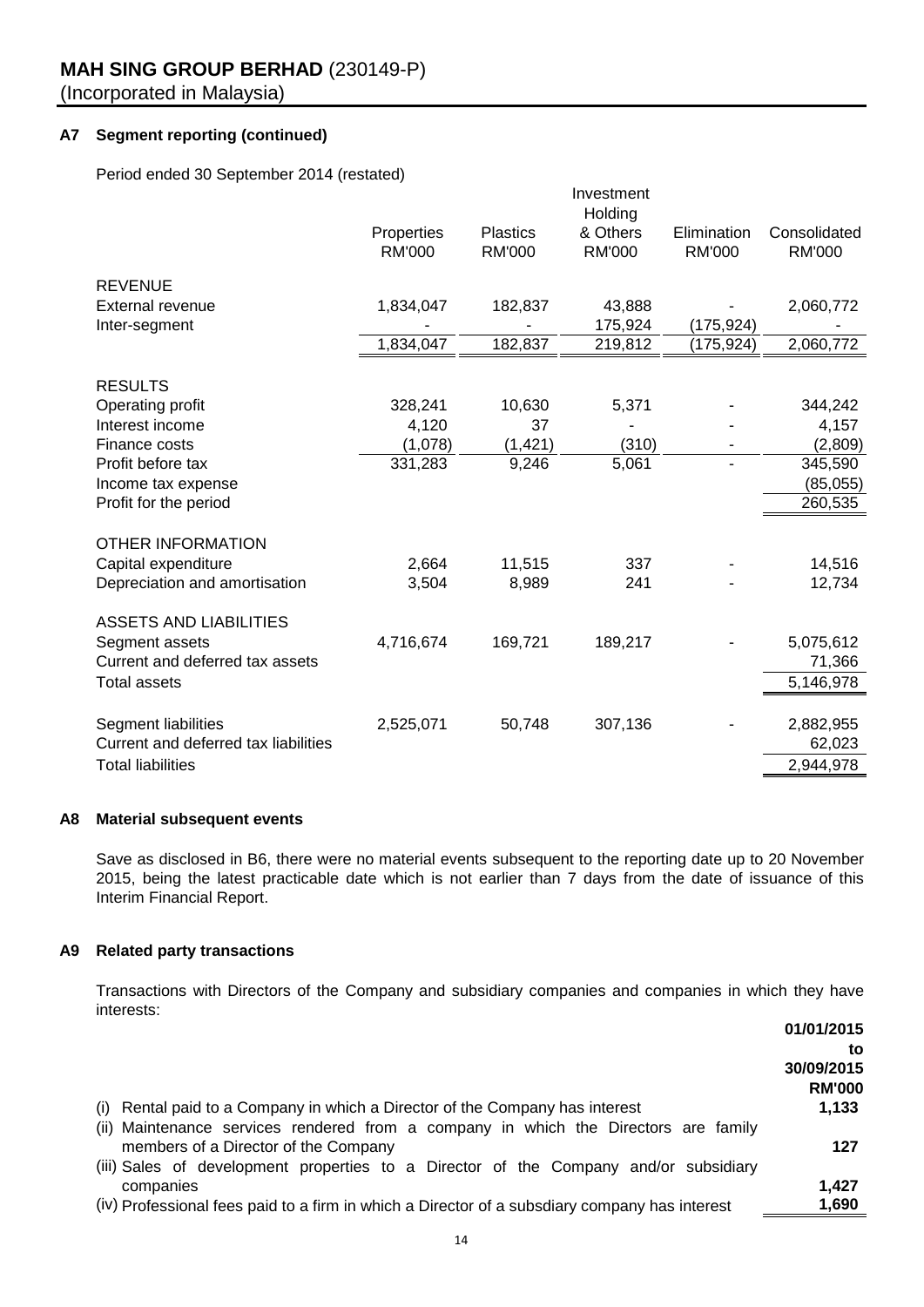**MAH SING GROUP BERHAD** (230149-P)
(Incorporated in Malaysia)

## A7 Segment reporting (continued)

Period ended 30 September 2014 (restated)

| | Properties RM'000 | Plastics RM'000 | Investment Holding & Others RM'000 | Elimination RM'000 | Consolidated RM'000 |
|---|---|---|---|---|---|
| **REVENUE** | | | | | |
| External revenue | 1,834,047 | 182,837 | 43,888 | - | 2,060,772 |
| Inter-segment | - | - | 175,924 | (175,924) | - |
| | 1,834,047 | 182,837 | 219,812 | (175,924) | 2,060,772 |
| **RESULTS** | | | | | |
| Operating profit | 328,241 | 10,630 | 5,371 | - | 344,242 |
| Interest income | 4,120 | 37 | - | - | 4,157 |
| Finance costs | (1,078) | (1,421) | (310) | - | (2,809) |
| Profit before tax | 331,283 | 9,246 | 5,061 | - | 345,590 |
| Income tax expense | | | | | (85,055) |
| Profit for the period | | | | | 260,535 |
| **OTHER INFORMATION** | | | | | |
| Capital expenditure | 2,664 | 11,515 | 337 | - | 14,516 |
| Depreciation and amortisation | 3,504 | 8,989 | 241 | - | 12,734 |
| **ASSETS AND LIABILITIES** | | | | | |
| Segment assets | 4,716,674 | 169,721 | 189,217 | - | 5,075,612 |
| Current and deferred tax assets | | | | | 71,366 |
| Total assets | | | | | 5,146,978 |
| Segment liabilities | 2,525,071 | 50,748 | 307,136 | - | 2,882,955 |
| Current and deferred tax liabilities | | | | | 62,023 |
| Total liabilities | | | | | 2,944,978 |

## A8 Material subsequent events

Save as disclosed in B6, there were no material events subsequent to the reporting date up to 20 November 2015, being the latest practicable date which is not earlier than 7 days from the date of issuance of this Interim Financial Report.

## A9 Related party transactions

Transactions with Directors of the Company and subsidiary companies and companies in which they have interests:

| | 01/01/2015 to 30/09/2015 RM'000 |
|---|---|
| (i) Rental paid to a Company in which a Director of the Company has interest | 1,133 |
| (ii) Maintenance services rendered from a company in which the Directors are family members of a Director of the Company | 127 |
| (iii) Sales of development properties to a Director of the Company and/or subsidiary companies | 1,427 |
| (iv) Professional fees paid to a firm in which a Director of a subsdiary company has interest | 1,690 |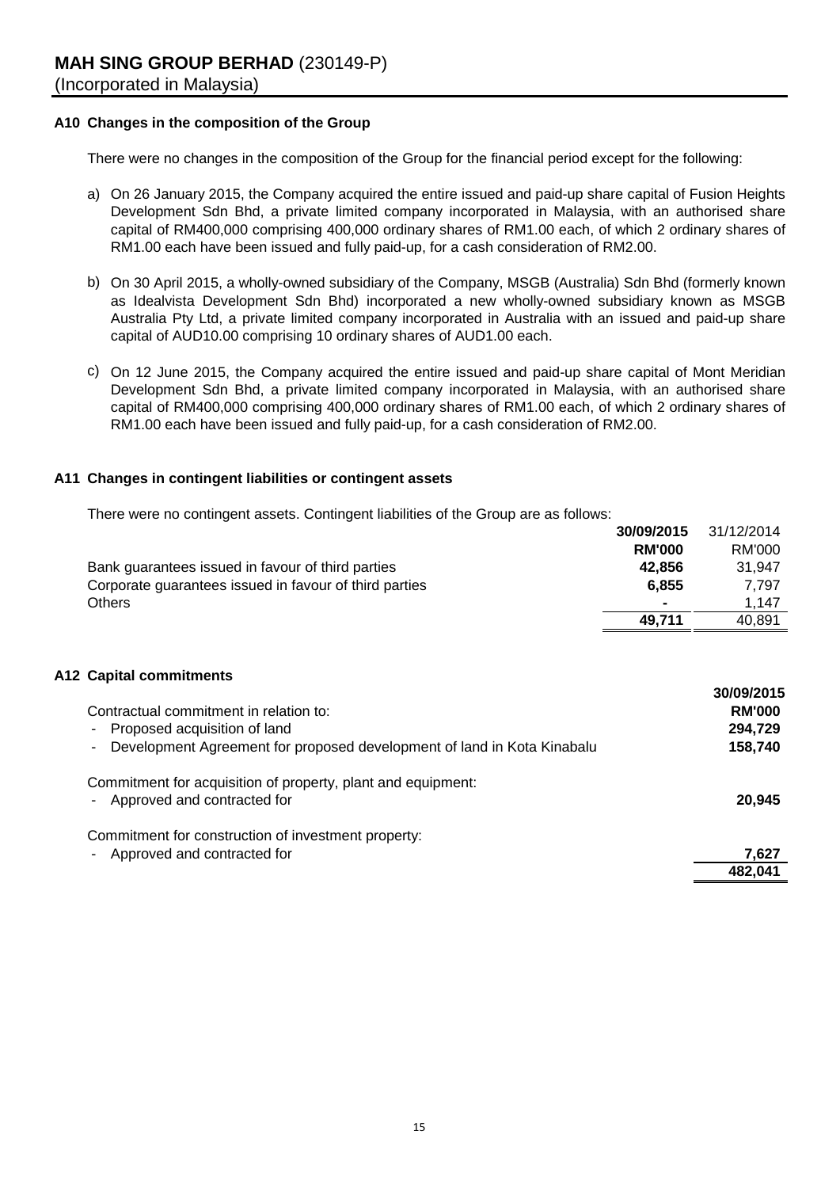**MAH SING GROUP BERHAD** (230149-P)
(Incorporated in Malaysia)

### A10 Changes in the composition of the Group

There were no changes in the composition of the Group for the financial period except for the following:

a) On 26 January 2015, the Company acquired the entire issued and paid-up share capital of Fusion Heights Development Sdn Bhd, a private limited company incorporated in Malaysia, with an authorised share capital of RM400,000 comprising 400,000 ordinary shares of RM1.00 each, of which 2 ordinary shares of RM1.00 each have been issued and fully paid-up, for a cash consideration of RM2.00.

b) On 30 April 2015, a wholly-owned subsidiary of the Company, MSGB (Australia) Sdn Bhd (formerly known as Idealvista Development Sdn Bhd) incorporated a new wholly-owned subsidiary known as MSGB Australia Pty Ltd, a private limited company incorporated in Australia with an issued and paid-up share capital of AUD10.00 comprising 10 ordinary shares of AUD1.00 each.

c) On 12 June 2015, the Company acquired the entire issued and paid-up share capital of Mont Meridian Development Sdn Bhd, a private limited company incorporated in Malaysia, with an authorised share capital of RM400,000 comprising 400,000 ordinary shares of RM1.00 each, of which 2 ordinary shares of RM1.00 each have been issued and fully paid-up, for a cash consideration of RM2.00.

### A11 Changes in contingent liabilities or contingent assets

There were no contingent assets. Contingent liabilities of the Group are as follows:

| | **30/09/2015** | 31/12/2014 |
|---|---|---|
| | **RM'000** | RM'000 |
| Bank guarantees issued in favour of third parties | **42,856** | 31,947 |
| Corporate guarantees issued in favour of third parties | **6,855** | 7,797 |
| Others | **-** | 1,147 |
| | **49,711** | 40,891 |

### A12 Capital commitments

| | **30/09/2015** |
|---|---|
| Contractual commitment in relation to: | **RM'000** |
| - Proposed acquisition of land | **294,729** |
| - Development Agreement for proposed development of land in Kota Kinabalu | **158,740** |
| | |
| Commitment for acquisition of property, plant and equipment: | |
| - Approved and contracted for | **20,945** |
| | |
| Commitment for construction of investment property: | |
| - Approved and contracted for | **7,627** |
| | **482,041** |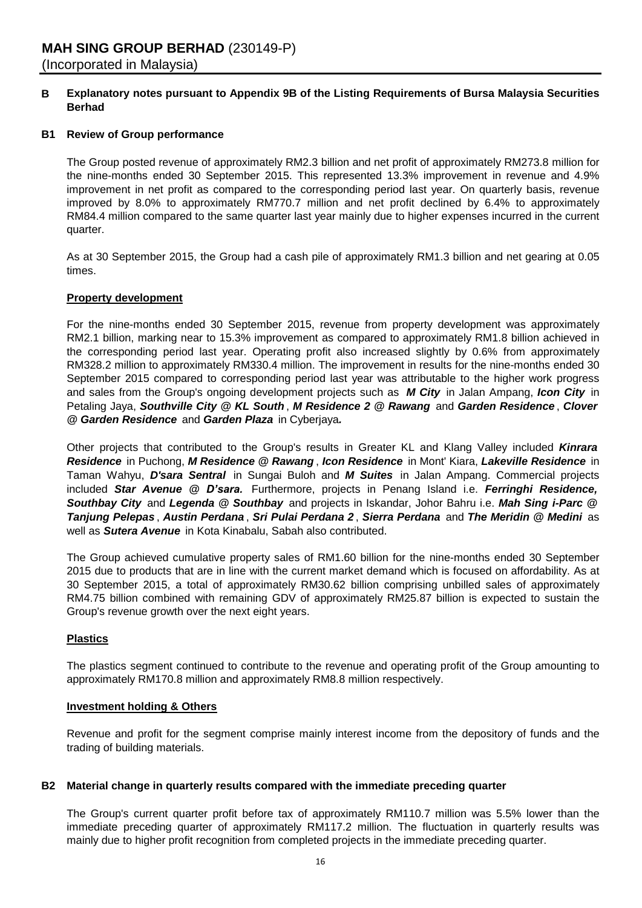**MAH SING GROUP BERHAD** (230149-P)
(Incorporated in Malaysia)

## B Explanatory notes pursuant to Appendix 9B of the Listing Requirements of Bursa Malaysia Securities Berhad

### B1 Review of Group performance

The Group posted revenue of approximately RM2.3 billion and net profit of approximately RM273.8 million for the nine-months ended 30 September 2015. This represented 13.3% improvement in revenue and 4.9% improvement in net profit as compared to the corresponding period last year. On quarterly basis, revenue improved by 8.0% to approximately RM770.7 million and net profit declined by 6.4% to approximately RM84.4 million compared to the same quarter last year mainly due to higher expenses incurred in the current quarter.

As at 30 September 2015, the Group had a cash pile of approximately RM1.3 billion and net gearing at 0.05 times.

**Property development**

For the nine-months ended 30 September 2015, revenue from property development was approximately RM2.1 billion, marking near to 15.3% improvement as compared to approximately RM1.8 billion achieved in the corresponding period last year. Operating profit also increased slightly by 0.6% from approximately RM328.2 million to approximately RM330.4 million. The improvement in results for the nine-months ended 30 September 2015 compared to corresponding period last year was attributable to the higher work progress and sales from the Group's ongoing development projects such as ***M City*** in Jalan Ampang, ***Icon City*** in Petaling Jaya, ***Southville City @ KL South***, ***M Residence 2 @ Rawang*** and ***Garden Residence***, ***Clover @ Garden Residence*** and ***Garden Plaza*** in Cyberjaya***.***

Other projects that contributed to the Group's results in Greater KL and Klang Valley included ***Kinrara Residence*** in Puchong, ***M Residence @ Rawang***, ***Icon Residence*** in Mont' Kiara, ***Lakeville Residence*** in Taman Wahyu, ***D'sara Sentral*** in Sungai Buloh and ***M Suites*** in Jalan Ampang. Commercial projects included ***Star Avenue @ D'sara.*** Furthermore, projects in Penang Island i.e. ***Ferringhi Residence, Southbay City*** and ***Legenda @ Southbay*** and projects in Iskandar, Johor Bahru i.e. ***Mah Sing i-Parc @ Tanjung Pelepas***, ***Austin Perdana***, ***Sri Pulai Perdana 2***, ***Sierra Perdana*** and ***The Meridin @ Medini*** as well as ***Sutera Avenue*** in Kota Kinabalu, Sabah also contributed.

The Group achieved cumulative property sales of RM1.60 billion for the nine-months ended 30 September 2015 due to products that are in line with the current market demand which is focused on affordability. As at 30 September 2015, a total of approximately RM30.62 billion comprising unbilled sales of approximately RM4.75 billion combined with remaining GDV of approximately RM25.87 billion is expected to sustain the Group's revenue growth over the next eight years.

**Plastics**

The plastics segment continued to contribute to the revenue and operating profit of the Group amounting to approximately RM170.8 million and approximately RM8.8 million respectively.

**Investment holding & Others**

Revenue and profit for the segment comprise mainly interest income from the depository of funds and the trading of building materials.

### B2 Material change in quarterly results compared with the immediate preceding quarter

The Group's current quarter profit before tax of approximately RM110.7 million was 5.5% lower than the immediate preceding quarter of approximately RM117.2 million. The fluctuation in quarterly results was mainly due to higher profit recognition from completed projects in the immediate preceding quarter.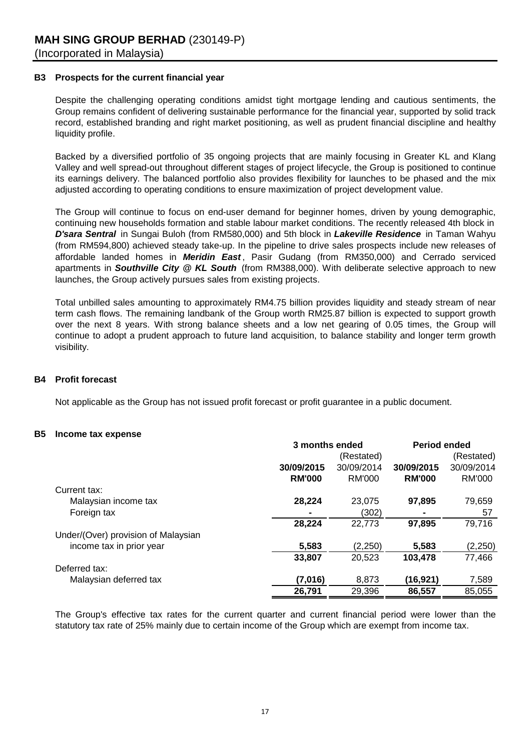### B3 Prospects for the current financial year

Despite the challenging operating conditions amidst tight mortgage lending and cautious sentiments, the Group remains confident of delivering sustainable performance for the financial year, supported by solid track record, established branding and right market positioning, as well as prudent financial discipline and healthy liquidity profile.

Backed by a diversified portfolio of 35 ongoing projects that are mainly focusing in Greater KL and Klang Valley and well spread-out throughout different stages of project lifecycle, the Group is positioned to continue its earnings delivery. The balanced portfolio also provides flexibility for launches to be phased and the mix adjusted according to operating conditions to ensure maximization of project development value.

The Group will continue to focus on end-user demand for beginner homes, driven by young demographic, continuing new households formation and stable labour market conditions. The recently released 4th block in ***D'sara Sentral*** in Sungai Buloh (from RM580,000) and 5th block in ***Lakeville Residence*** in Taman Wahyu (from RM594,800) achieved steady take-up. In the pipeline to drive sales prospects include new releases of affordable landed homes in ***Meridin East***, Pasir Gudang (from RM350,000) and Cerrado serviced apartments in ***Southville City @ KL South*** (from RM388,000). With deliberate selective approach to new launches, the Group actively pursues sales from existing projects.

Total unbilled sales amounting to approximately RM4.75 billion provides liquidity and steady stream of near term cash flows. The remaining landbank of the Group worth RM25.87 billion is expected to support growth over the next 8 years. With strong balance sheets and a low net gearing of 0.05 times, the Group will continue to adopt a prudent approach to future land acquisition, to balance stability and longer term growth visibility.

### B4 Profit forecast

Not applicable as the Group has not issued profit forecast or profit guarantee in a public document.

### B5 Income tax expense

| | 3 months ended | | Period ended | |
|---|---|---|---|---|
| | | (Restated) | | (Restated) |
| | **30/09/2015** | 30/09/2014 | **30/09/2015** | 30/09/2014 |
| | **RM'000** | RM'000 | **RM'000** | RM'000 |
| Current tax: | | | | |
| Malaysian income tax | **28,224** | 23,075 | **97,895** | 79,659 |
| Foreign tax | **-** | (302) | **-** | 57 |
| | **28,224** | 22,773 | **97,895** | 79,716 |
| Under/(Over) provision of Malaysian income tax in prior year | **5,583** | (2,250) | **5,583** | (2,250) |
| | **33,807** | 20,523 | **103,478** | 77,466 |
| Deferred tax: | | | | |
| Malaysian deferred tax | **(7,016)** | 8,873 | **(16,921)** | 7,589 |
| | **26,791** | 29,396 | **86,557** | 85,055 |

The Group's effective tax rates for the current quarter and current financial period were lower than the statutory tax rate of 25% mainly due to certain income of the Group which are exempt from income tax.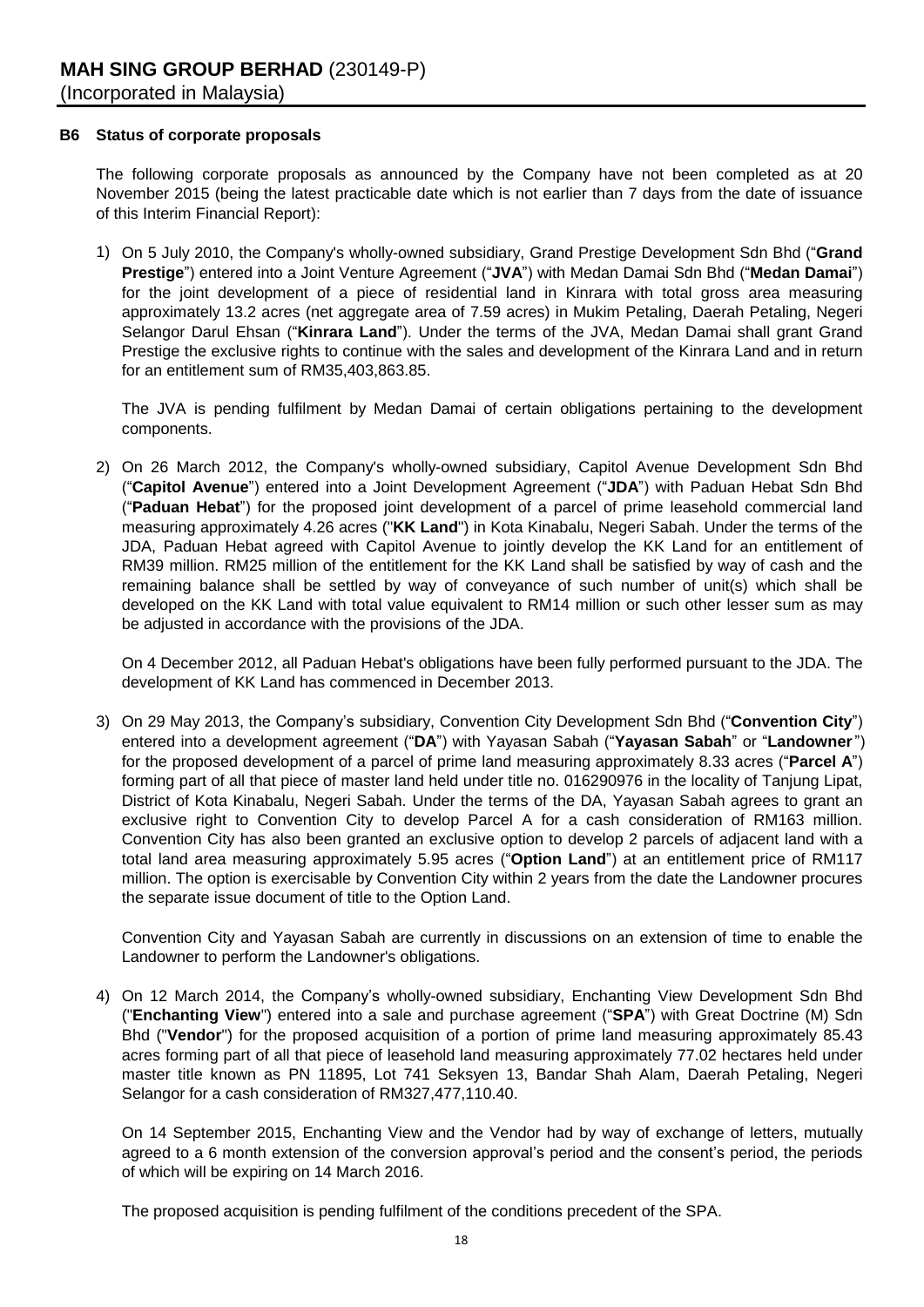**MAH SING GROUP BERHAD** (230149-P)
(Incorporated in Malaysia)

**B6 Status of corporate proposals**

The following corporate proposals as announced by the Company have not been completed as at 20 November 2015 (being the latest practicable date which is not earlier than 7 days from the date of issuance of this Interim Financial Report):

1) On 5 July 2010, the Company's wholly-owned subsidiary, Grand Prestige Development Sdn Bhd ("**Grand Prestige**") entered into a Joint Venture Agreement ("**JVA**") with Medan Damai Sdn Bhd ("**Medan Damai**") for the joint development of a piece of residential land in Kinrara with total gross area measuring approximately 13.2 acres (net aggregate area of 7.59 acres) in Mukim Petaling, Daerah Petaling, Negeri Selangor Darul Ehsan ("**Kinrara Land**"). Under the terms of the JVA, Medan Damai shall grant Grand Prestige the exclusive rights to continue with the sales and development of the Kinrara Land and in return for an entitlement sum of RM35,403,863.85.

   The JVA is pending fulfilment by Medan Damai of certain obligations pertaining to the development components.

2) On 26 March 2012, the Company's wholly-owned subsidiary, Capitol Avenue Development Sdn Bhd ("**Capitol Avenue**") entered into a Joint Development Agreement ("**JDA**") with Paduan Hebat Sdn Bhd ("**Paduan Hebat**") for the proposed joint development of a parcel of prime leasehold commercial land measuring approximately 4.26 acres ("**KK Land**") in Kota Kinabalu, Negeri Sabah. Under the terms of the JDA, Paduan Hebat agreed with Capitol Avenue to jointly develop the KK Land for an entitlement of RM39 million. RM25 million of the entitlement for the KK Land shall be satisfied by way of cash and the remaining balance shall be settled by way of conveyance of such number of unit(s) which shall be developed on the KK Land with total value equivalent to RM14 million or such other lesser sum as may be adjusted in accordance with the provisions of the JDA.

   On 4 December 2012, all Paduan Hebat's obligations have been fully performed pursuant to the JDA. The development of KK Land has commenced in December 2013.

3) On 29 May 2013, the Company's subsidiary, Convention City Development Sdn Bhd ("**Convention City**") entered into a development agreement ("**DA**") with Yayasan Sabah ("**Yayasan Sabah**" or "**Landowner**") for the proposed development of a parcel of prime land measuring approximately 8.33 acres ("**Parcel A**") forming part of all that piece of master land held under title no. 016290976 in the locality of Tanjung Lipat, District of Kota Kinabalu, Negeri Sabah. Under the terms of the DA, Yayasan Sabah agrees to grant an exclusive right to Convention City to develop Parcel A for a cash consideration of RM163 million. Convention City has also been granted an exclusive option to develop 2 parcels of adjacent land with a total land area measuring approximately 5.95 acres ("**Option Land**") at an entitlement price of RM117 million. The option is exercisable by Convention City within 2 years from the date the Landowner procures the separate issue document of title to the Option Land.

   Convention City and Yayasan Sabah are currently in discussions on an extension of time to enable the Landowner to perform the Landowner's obligations.

4) On 12 March 2014, the Company's wholly-owned subsidiary, Enchanting View Development Sdn Bhd ("**Enchanting View**") entered into a sale and purchase agreement ("**SPA**") with Great Doctrine (M) Sdn Bhd ("**Vendor**") for the proposed acquisition of a portion of prime land measuring approximately 85.43 acres forming part of all that piece of leasehold land measuring approximately 77.02 hectares held under master title known as PN 11895, Lot 741 Seksyen 13, Bandar Shah Alam, Daerah Petaling, Negeri Selangor for a cash consideration of RM327,477,110.40.

   On 14 September 2015, Enchanting View and the Vendor had by way of exchange of letters, mutually agreed to a 6 month extension of the conversion approval's period and the consent's period, the periods of which will be expiring on 14 March 2016.

   The proposed acquisition is pending fulfilment of the conditions precedent of the SPA.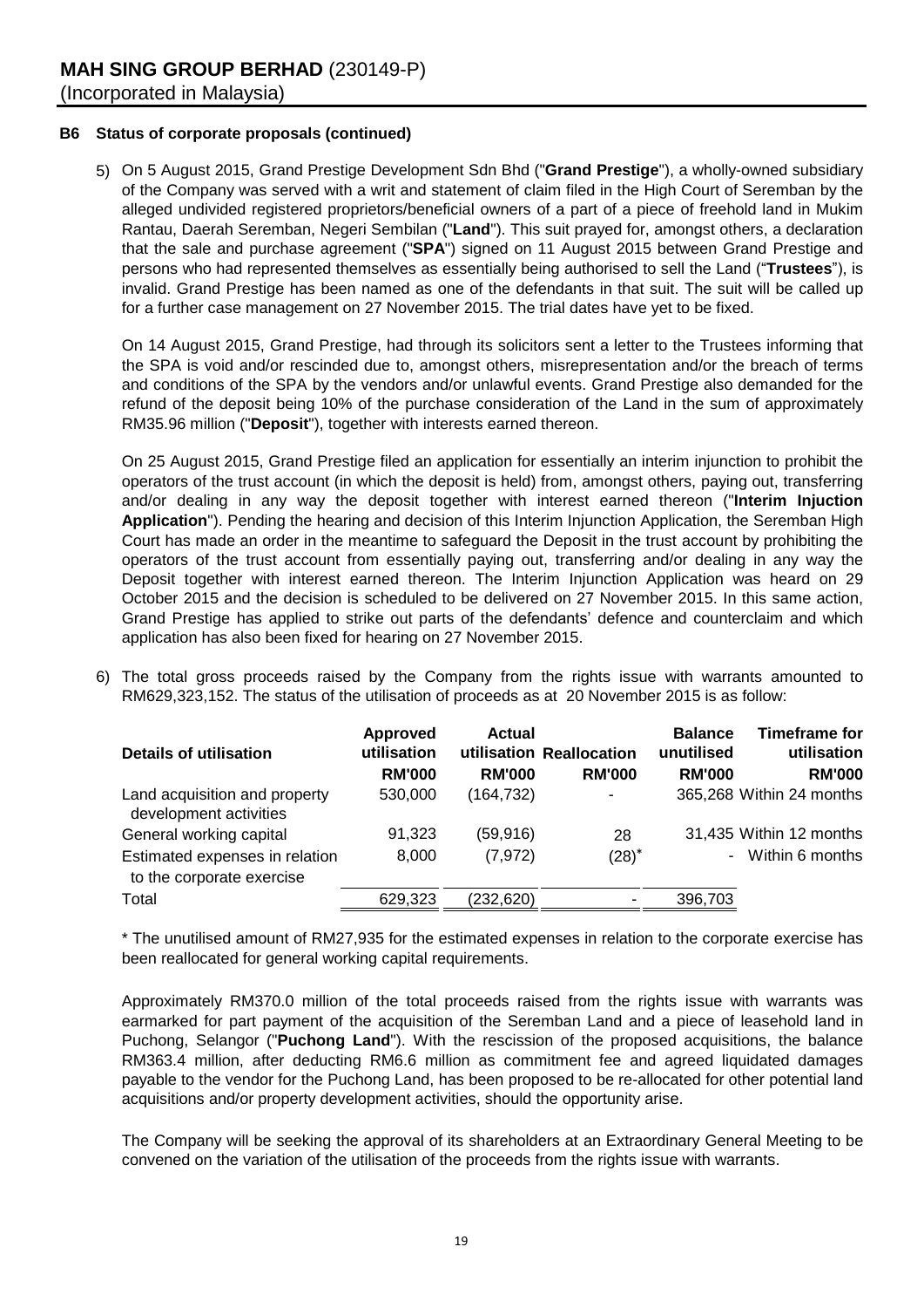**B6 Status of corporate proposals (continued)**

5) On 5 August 2015, Grand Prestige Development Sdn Bhd ("**Grand Prestige**"), a wholly-owned subsidiary of the Company was served with a writ and statement of claim filed in the High Court of Seremban by the alleged undivided registered proprietors/beneficial owners of a part of a piece of freehold land in Mukim Rantau, Daerah Seremban, Negeri Sembilan ("**Land**"). This suit prayed for, amongst others, a declaration that the sale and purchase agreement ("**SPA**") signed on 11 August 2015 between Grand Prestige and persons who had represented themselves as essentially being authorised to sell the Land ("**Trustees**"), is invalid. Grand Prestige has been named as one of the defendants in that suit. The suit will be called up for a further case management on 27 November 2015. The trial dates have yet to be fixed.

   On 14 August 2015, Grand Prestige, had through its solicitors sent a letter to the Trustees informing that the SPA is void and/or rescinded due to, amongst others, misrepresentation and/or the breach of terms and conditions of the SPA by the vendors and/or unlawful events. Grand Prestige also demanded for the refund of the deposit being 10% of the purchase consideration of the Land in the sum of approximately RM35.96 million ("**Deposit**"), together with interests earned thereon.

   On 25 August 2015, Grand Prestige filed an application for essentially an interim injunction to prohibit the operators of the trust account (in which the deposit is held) from, amongst others, paying out, transferring and/or dealing in any way the deposit together with interest earned thereon ("**Interim Injuction Application**"). Pending the hearing and decision of this Interim Injunction Application, the Seremban High Court has made an order in the meantime to safeguard the Deposit in the trust account by prohibiting the operators of the trust account from essentially paying out, transferring and/or dealing in any way the Deposit together with interest earned thereon. The Interim Injunction Application was heard on 29 October 2015 and the decision is scheduled to be delivered on 27 November 2015. In this same action, Grand Prestige has applied to strike out parts of the defendants' defence and counterclaim and which application has also been fixed for hearing on 27 November 2015.

6) The total gross proceeds raised by the Company from the rights issue with warrants amounted to RM629,323,152. The status of the utilisation of proceeds as at 20 November 2015 is as follow:

| Details of utilisation | Approved utilisation | Actual utilisation | Reallocation | Balance unutilised | Timeframe for utilisation |
|---|---|---|---|---|---|
| | RM'000 | RM'000 | RM'000 | RM'000 | RM'000 |
| Land acquisition and property development activities | 530,000 | (164,732) | - | 365,268 | Within 24 months |
| General working capital | 91,323 | (59,916) | 28 | 31,435 | Within 12 months |
| Estimated expenses in relation to the corporate exercise | 8,000 | (7,972) | (28)* | - | Within 6 months |
| Total | 629,323 | (232,620) | - | 396,703 | |

   * The unutilised amount of RM27,935 for the estimated expenses in relation to the corporate exercise has been reallocated for general working capital requirements.

   Approximately RM370.0 million of the total proceeds raised from the rights issue with warrants was earmarked for part payment of the acquisition of the Seremban Land and a piece of leasehold land in Puchong, Selangor ("**Puchong Land**"). With the rescission of the proposed acquisitions, the balance RM363.4 million, after deducting RM6.6 million as commitment fee and agreed liquidated damages payable to the vendor for the Puchong Land, has been proposed to be re-allocated for other potential land acquisitions and/or property development activities, should the opportunity arise.

   The Company will be seeking the approval of its shareholders at an Extraordinary General Meeting to be convened on the variation of the utilisation of the proceeds from the rights issue with warrants.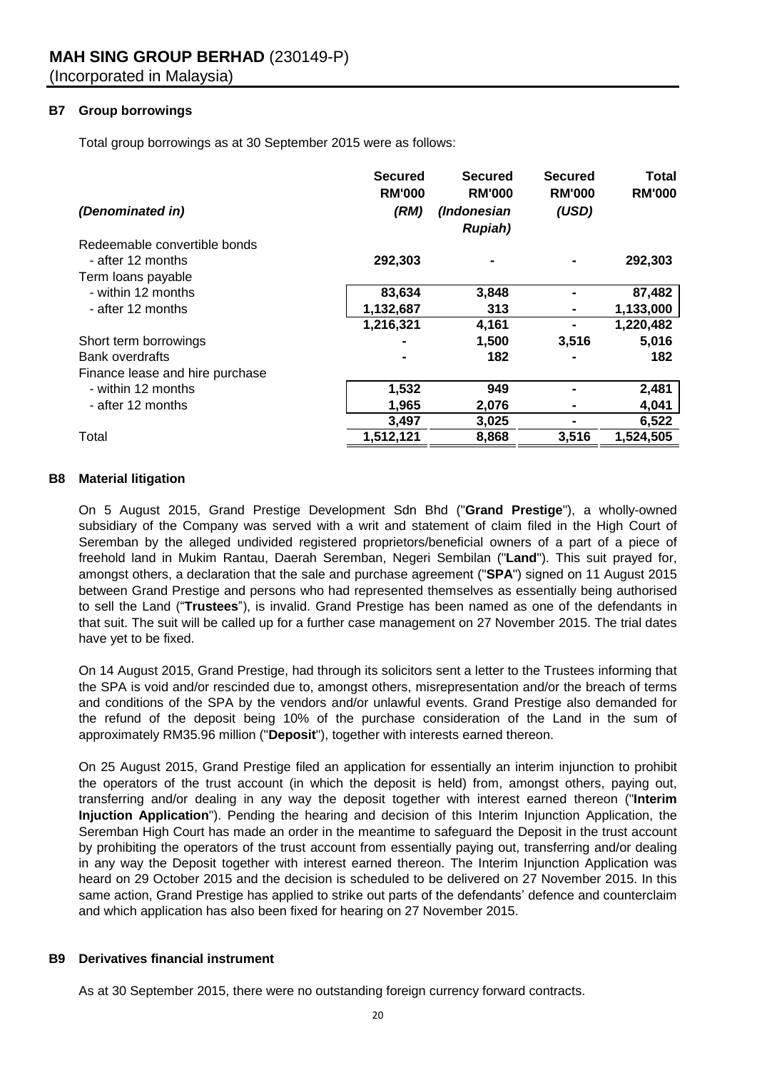**MAH SING GROUP BERHAD** (230149-P)
(Incorporated in Malaysia)

## B7 Group borrowings

Total group borrowings as at 30 September 2015 were as follows:

| *(Denominated in)* | **Secured RM'000** ***(RM)*** | **Secured RM'000** ***(Indonesian Rupiah)*** | **Secured RM'000** ***(USD)*** | **Total RM'000** |
|---|---|---|---|---|
| Redeemable convertible bonds | | | | |
| - after 12 months | **292,303** | **-** | **-** | **292,303** |
| Term loans payable | | | | |
| - within 12 months | **83,634** | **3,848** | **-** | **87,482** |
| - after 12 months | **1,132,687** | **313** | **-** | **1,133,000** |
| | **1,216,321** | **4,161** | **-** | **1,220,482** |
| Short term borrowings | **-** | **1,500** | **3,516** | **5,016** |
| Bank overdrafts | **-** | **182** | **-** | **182** |
| Finance lease and hire purchase | | | | |
| - within 12 months | **1,532** | **949** | **-** | **2,481** |
| - after 12 months | **1,965** | **2,076** | **-** | **4,041** |
| | **3,497** | **3,025** | **-** | **6,522** |
| Total | **1,512,121** | **8,868** | **3,516** | **1,524,505** |

## B8 Material litigation

On 5 August 2015, Grand Prestige Development Sdn Bhd ("**Grand Prestige**"), a wholly-owned subsidiary of the Company was served with a writ and statement of claim filed in the High Court of Seremban by the alleged undivided registered proprietors/beneficial owners of a part of a piece of freehold land in Mukim Rantau, Daerah Seremban, Negeri Sembilan ("**Land**"). This suit prayed for, amongst others, a declaration that the sale and purchase agreement ("**SPA**") signed on 11 August 2015 between Grand Prestige and persons who had represented themselves as essentially being authorised to sell the Land ("**Trustees**"), is invalid. Grand Prestige has been named as one of the defendants in that suit. The suit will be called up for a further case management on 27 November 2015. The trial dates have yet to be fixed.

On 14 August 2015, Grand Prestige, had through its solicitors sent a letter to the Trustees informing that the SPA is void and/or rescinded due to, amongst others, misrepresentation and/or the breach of terms and conditions of the SPA by the vendors and/or unlawful events. Grand Prestige also demanded for the refund of the deposit being 10% of the purchase consideration of the Land in the sum of approximately RM35.96 million ("**Deposit**"), together with interests earned thereon.

On 25 August 2015, Grand Prestige filed an application for essentially an interim injunction to prohibit the operators of the trust account (in which the deposit is held) from, amongst others, paying out, transferring and/or dealing in any way the deposit together with interest earned thereon ("**Interim Injuction Application**"). Pending the hearing and decision of this Interim Injunction Application, the Seremban High Court has made an order in the meantime to safeguard the Deposit in the trust account by prohibiting the operators of the trust account from essentially paying out, transferring and/or dealing in any way the Deposit together with interest earned thereon. The Interim Injunction Application was heard on 29 October 2015 and the decision is scheduled to be delivered on 27 November 2015. In this same action, Grand Prestige has applied to strike out parts of the defendants' defence and counterclaim and which application has also been fixed for hearing on 27 November 2015.

## B9 Derivatives financial instrument

As at 30 September 2015, there were no outstanding foreign currency forward contracts.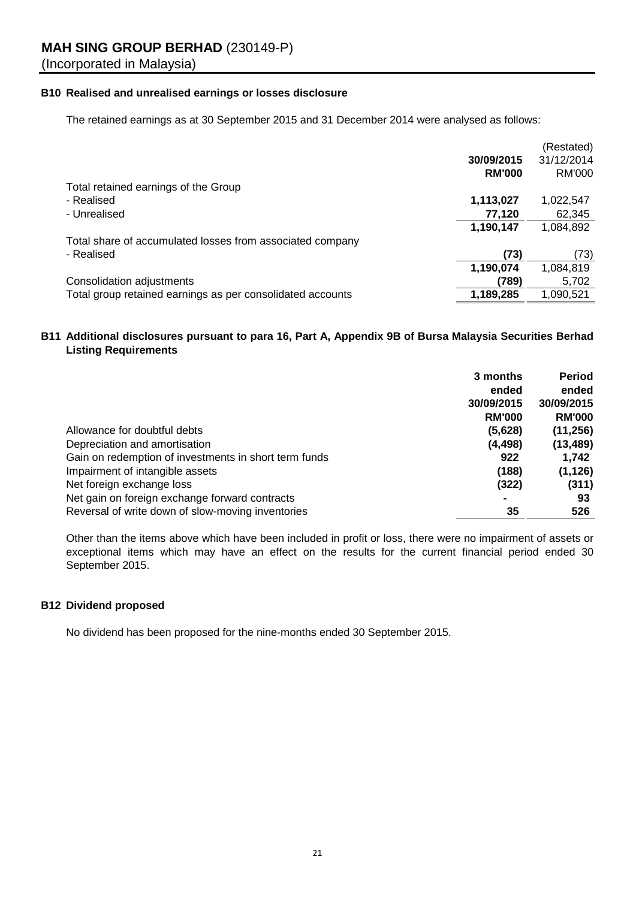**MAH SING GROUP BERHAD** (230149-P)
(Incorporated in Malaysia)

### B10 Realised and unrealised earnings or losses disclosure

The retained earnings as at 30 September 2015 and 31 December 2014 were analysed as follows:

| | 30/09/2015 RM'000 | (Restated) 31/12/2014 RM'000 |
|---|---|---|
| Total retained earnings of the Group | | |
| - Realised | **1,113,027** | 1,022,547 |
| - Unrealised | **77,120** | 62,345 |
| | **1,190,147** | 1,084,892 |
| Total share of accumulated losses from associated company | | |
| - Realised | **(73)** | (73) |
| | **1,190,074** | 1,084,819 |
| Consolidation adjustments | **(789)** | 5,702 |
| Total group retained earnings as per consolidated accounts | **1,189,285** | 1,090,521 |

### B11 Additional disclosures pursuant to para 16, Part A, Appendix 9B of Bursa Malaysia Securities Berhad Listing Requirements

| | 3 months ended 30/09/2015 RM'000 | Period ended 30/09/2015 RM'000 |
|---|---|---|
| Allowance for doubtful debts | **(5,628)** | **(11,256)** |
| Depreciation and amortisation | **(4,498)** | **(13,489)** |
| Gain on redemption of investments in short term funds | **922** | **1,742** |
| Impairment of intangible assets | **(188)** | **(1,126)** |
| Net foreign exchange loss | **(322)** | **(311)** |
| Net gain on foreign exchange forward contracts | **-** | **93** |
| Reversal of write down of slow-moving inventories | **35** | **526** |

Other than the items above which have been included in profit or loss, there were no impairment of assets or exceptional items which may have an effect on the results for the current financial period ended 30 September 2015.

### B12 Dividend proposed

No dividend has been proposed for the nine-months ended 30 September 2015.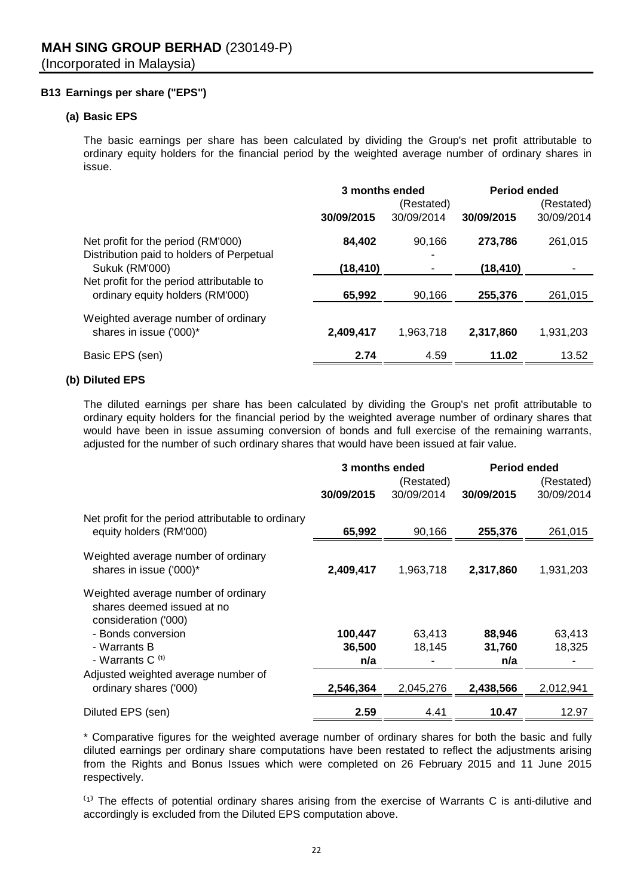**MAH SING GROUP BERHAD** (230149-P)
(Incorporated in Malaysia)

### B13 Earnings per share ("EPS")

#### (a) Basic EPS

The basic earnings per share has been calculated by dividing the Group's net profit attributable to ordinary equity holders for the financial period by the weighted average number of ordinary shares in issue.

| | 3 months ended | | Period ended | |
|---|---|---|---|---|
| | **30/09/2015** | (Restated) 30/09/2014 | **30/09/2015** | (Restated) 30/09/2014 |
| Net profit for the period (RM'000) | **84,402** | 90,166 | **273,786** | 261,015 |
| Distribution paid to holders of Perpetual Sukuk (RM'000) | **(18,410)** | - | **(18,410)** | - |
| Net profit for the period attributable to ordinary equity holders (RM'000) | **65,992** | 90,166 | **255,376** | 261,015 |
| Weighted average number of ordinary shares in issue ('000)* | **2,409,417** | 1,963,718 | **2,317,860** | 1,931,203 |
| Basic EPS (sen) | **2.74** | 4.59 | **11.02** | 13.52 |

#### (b) Diluted EPS

The diluted earnings per share has been calculated by dividing the Group's net profit attributable to ordinary equity holders for the financial period by the weighted average number of ordinary shares that would have been in issue assuming conversion of bonds and full exercise of the remaining warrants, adjusted for the number of such ordinary shares that would have been issued at fair value.

| | 3 months ended | | Period ended | |
|---|---|---|---|---|
| | **30/09/2015** | (Restated) 30/09/2014 | **30/09/2015** | (Restated) 30/09/2014 |
| Net profit for the period attributable to ordinary equity holders (RM'000) | **65,992** | 90,166 | **255,376** | 261,015 |
| Weighted average number of ordinary shares in issue ('000)* | **2,409,417** | 1,963,718 | **2,317,860** | 1,931,203 |
| Weighted average number of ordinary shares deemed issued at no consideration ('000) | | | | |
| - Bonds conversion | **100,447** | 63,413 | **88,946** | 63,413 |
| - Warrants B | **36,500** | 18,145 | **31,760** | 18,325 |
| - Warrants C [(1)] | **n/a** | - | **n/a** | - |
| Adjusted weighted average number of ordinary shares ('000) | **2,546,364** | 2,045,276 | **2,438,566** | 2,012,941 |
| Diluted EPS (sen) | **2.59** | 4.41 | **10.47** | 12.97 |

* Comparative figures for the weighted average number of ordinary shares for both the basic and fully diluted earnings per ordinary share computations have been restated to reflect the adjustments arising from the Rights and Bonus Issues which were completed on 26 February 2015 and 11 June 2015 respectively.

[(1)] The effects of potential ordinary shares arising from the exercise of Warrants C is anti-dilutive and accordingly is excluded from the Diluted EPS computation above.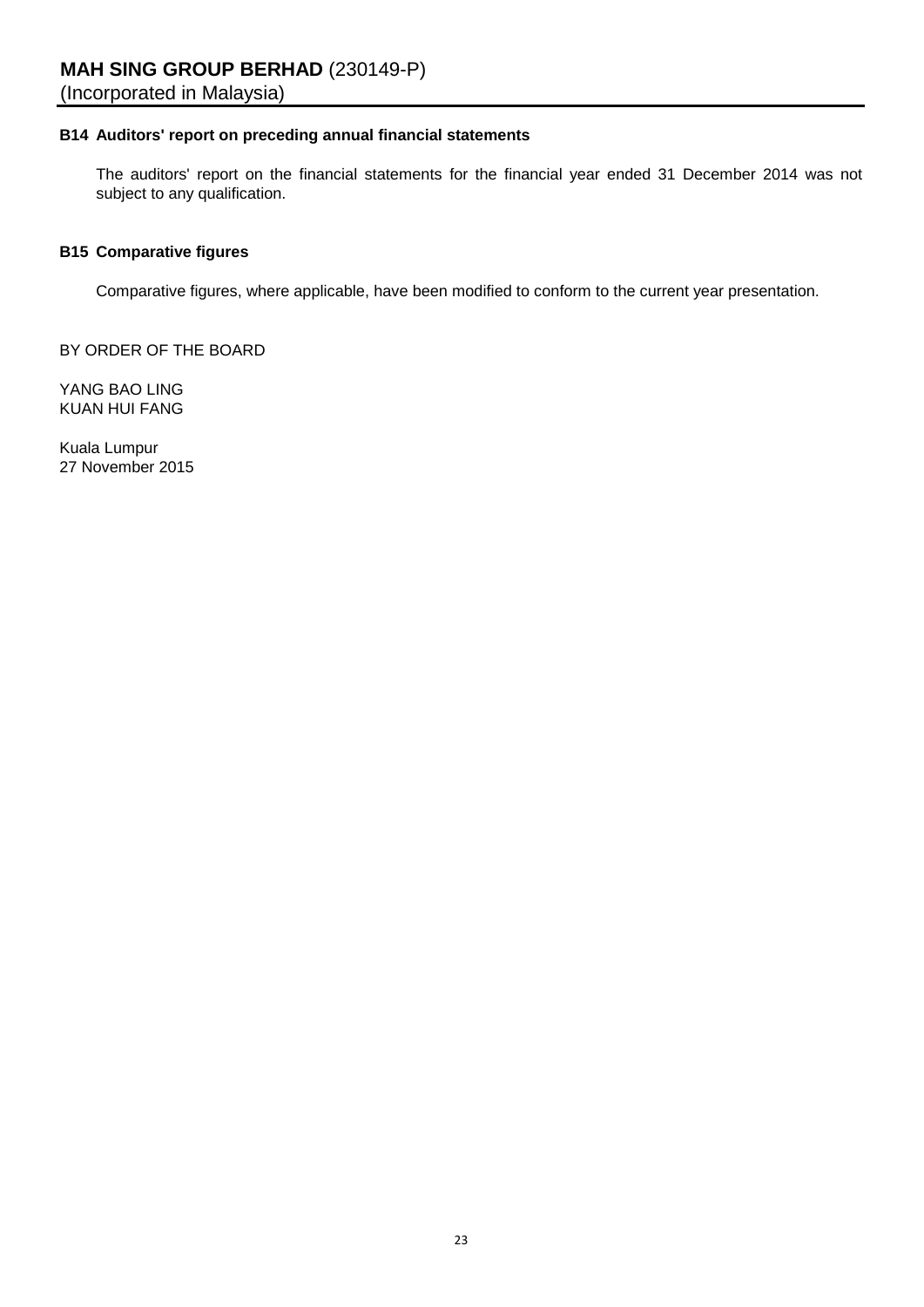### B14 Auditors' report on preceding annual financial statements

The auditors' report on the financial statements for the financial year ended 31 December 2014 was not subject to any qualification.

### B15 Comparative figures

Comparative figures, where applicable, have been modified to conform to the current year presentation.

BY ORDER OF THE BOARD

YANG BAO LING
KUAN HUI FANG

Kuala Lumpur
27 November 2015